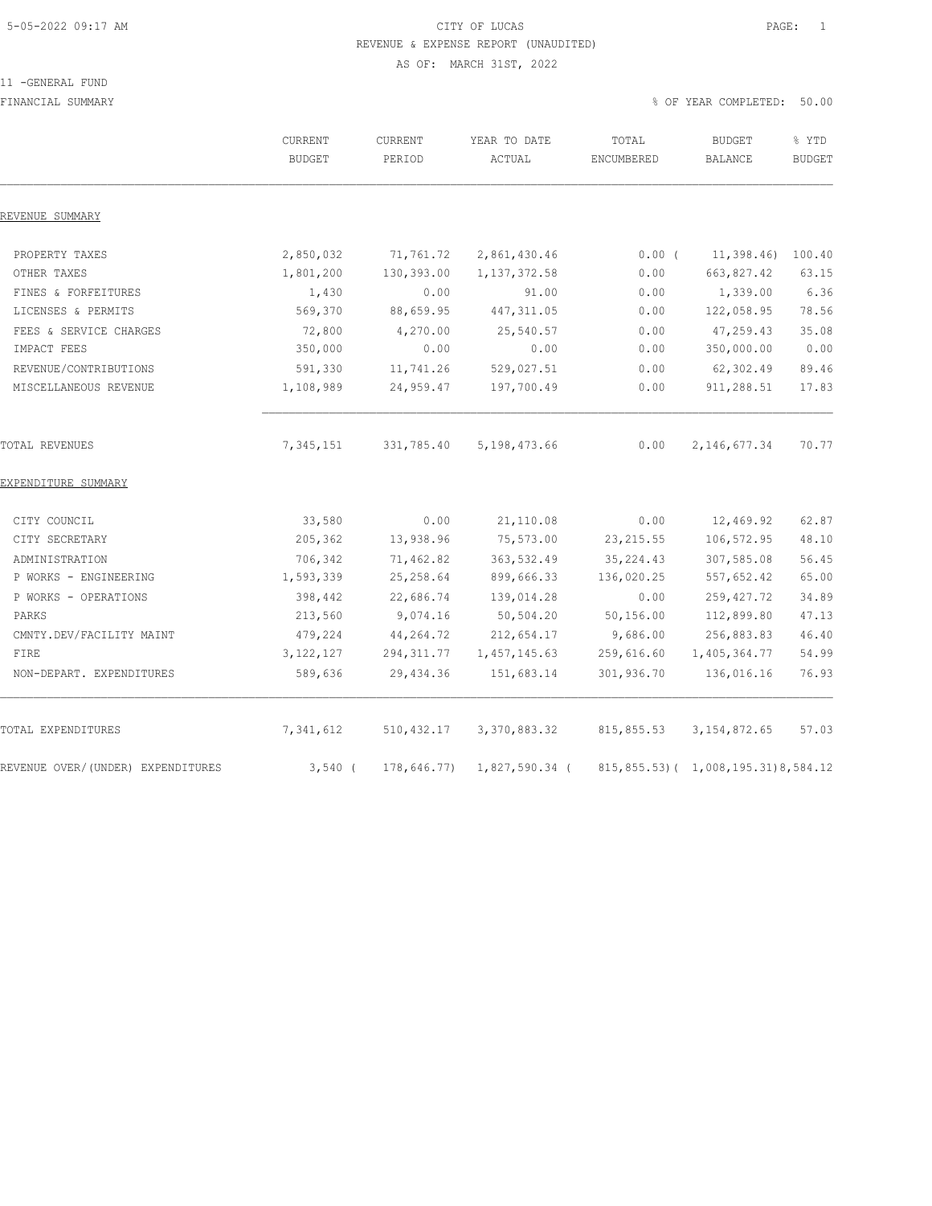# CITY OF LUCAS

## REVENUE & EXPENSE REPORT (UNAUDITED)

AS OF: MARCH 31ST, 2022

11 -GENERAL FUND

FINANCIAL SUMMARY

% OF YEAR COMPLETED: 50.00

| | CURRENT BUDGET | CURRENT PERIOD | YEAR TO DATE ACTUAL | TOTAL ENCUMBERED | BUDGET BALANCE | % YTD BUDGET |
|---|---|---|---|---|---|---|
| REVENUE SUMMARY | | | | | | |
| PROPERTY TAXES | 2,850,032 | 71,761.72 | 2,861,430.46 | 0.00 | ( 11,398.46) | 100.40 |
| OTHER TAXES | 1,801,200 | 130,393.00 | 1,137,372.58 | 0.00 | 663,827.42 | 63.15 |
| FINES & FORFEITURES | 1,430 | 0.00 | 91.00 | 0.00 | 1,339.00 | 6.36 |
| LICENSES & PERMITS | 569,370 | 88,659.95 | 447,311.05 | 0.00 | 122,058.95 | 78.56 |
| FEES & SERVICE CHARGES | 72,800 | 4,270.00 | 25,540.57 | 0.00 | 47,259.43 | 35.08 |
| IMPACT FEES | 350,000 | 0.00 | 0.00 | 0.00 | 350,000.00 | 0.00 |
| REVENUE/CONTRIBUTIONS | 591,330 | 11,741.26 | 529,027.51 | 0.00 | 62,302.49 | 89.46 |
| MISCELLANEOUS REVENUE | 1,108,989 | 24,959.47 | 197,700.49 | 0.00 | 911,288.51 | 17.83 |
| TOTAL REVENUES | 7,345,151 | 331,785.40 | 5,198,473.66 | 0.00 | 2,146,677.34 | 70.77 |
| EXPENDITURE SUMMARY | | | | | | |
| CITY COUNCIL | 33,580 | 0.00 | 21,110.08 | 0.00 | 12,469.92 | 62.87 |
| CITY SECRETARY | 205,362 | 13,938.96 | 75,573.00 | 23,215.55 | 106,572.95 | 48.10 |
| ADMINISTRATION | 706,342 | 71,462.82 | 363,532.49 | 35,224.43 | 307,585.08 | 56.45 |
| P WORKS - ENGINEERING | 1,593,339 | 25,258.64 | 899,666.33 | 136,020.25 | 557,652.42 | 65.00 |
| P WORKS - OPERATIONS | 398,442 | 22,686.74 | 139,014.28 | 0.00 | 259,427.72 | 34.89 |
| PARKS | 213,560 | 9,074.16 | 50,504.20 | 50,156.00 | 112,899.80 | 47.13 |
| CMNTY.DEV/FACILITY MAINT | 479,224 | 44,264.72 | 212,654.17 | 9,686.00 | 256,883.83 | 46.40 |
| FIRE | 3,122,127 | 294,311.77 | 1,457,145.63 | 259,616.60 | 1,405,364.77 | 54.99 |
| NON-DEPART. EXPENDITURES | 589,636 | 29,434.36 | 151,683.14 | 301,936.70 | 136,016.16 | 76.93 |
| TOTAL EXPENDITURES | 7,341,612 | 510,432.17 | 3,370,883.32 | 815,855.53 | 3,154,872.65 | 57.03 |
| REVENUE OVER/(UNDER) EXPENDITURES | 3,540 | ( 178,646.77) | 1,827,590.34 | ( 815,855.53) | ( 1,008,195.31) | 8,584.12 |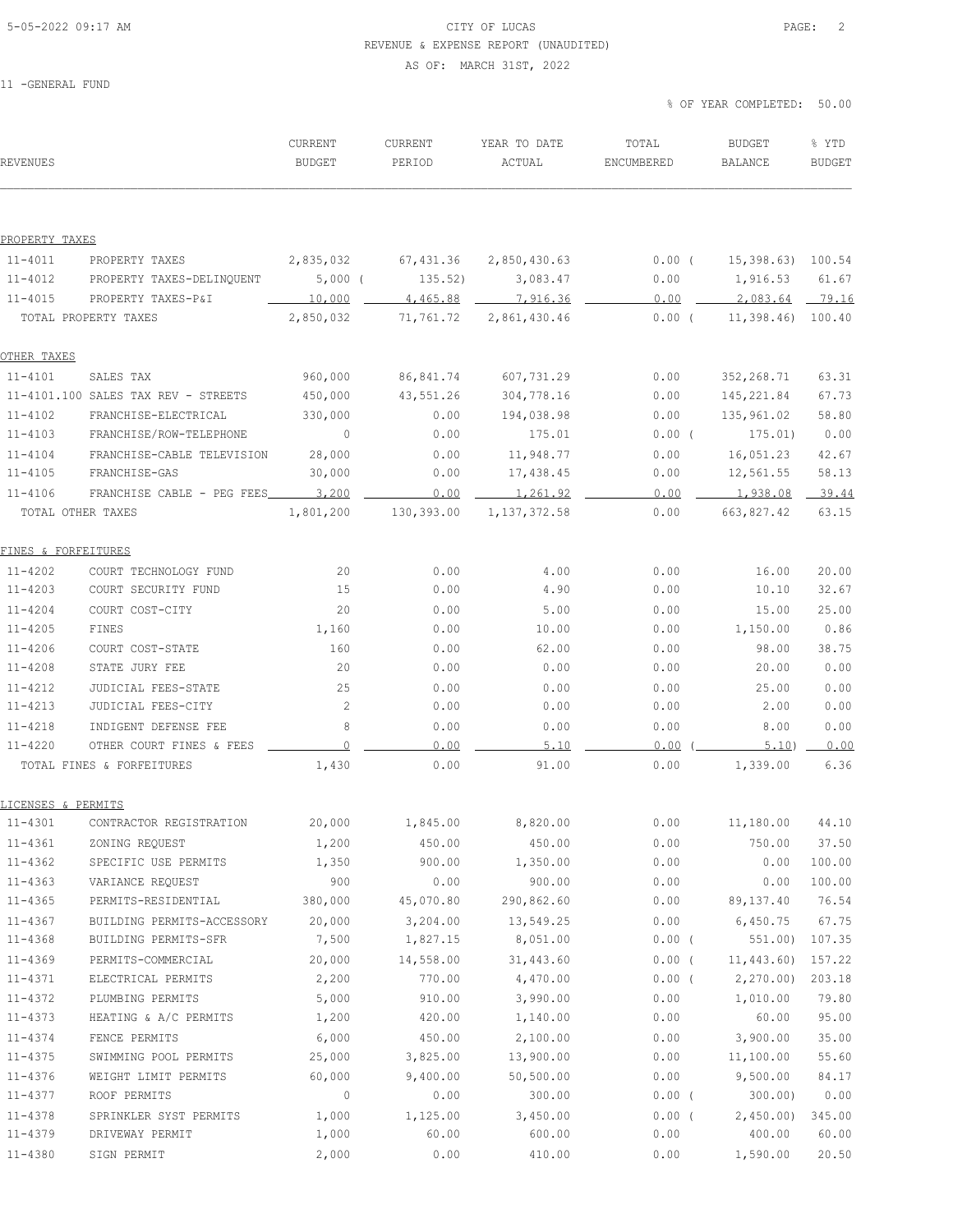CITY OF LUCAS
REVENUE & EXPENSE REPORT (UNAUDITED)
AS OF: MARCH 31ST, 2022

11 -GENERAL FUND

% OF YEAR COMPLETED: 50.00

| REVENUES | | CURRENT BUDGET | CURRENT PERIOD | YEAR TO DATE ACTUAL | TOTAL ENCUMBERED | BUDGET BALANCE | % YTD BUDGET |
|---|---|---|---|---|---|---|---|
| **PROPERTY TAXES** | | | | | | | |
| 11-4011 | PROPERTY TAXES | 2,835,032 | 67,431.36 | 2,850,430.63 | 0.00 | ( 15,398.63) | 100.54 |
| 11-4012 | PROPERTY TAXES-DELINQUENT | 5,000 | ( 135.52) | 3,083.47 | 0.00 | 1,916.53 | 61.67 |
| 11-4015 | PROPERTY TAXES-P&I | 10,000 | 4,465.88 | 7,916.36 | 0.00 | 2,083.64 | 79.16 |
| | TOTAL PROPERTY TAXES | 2,850,032 | 71,761.72 | 2,861,430.46 | 0.00 | ( 11,398.46) | 100.40 |
| **OTHER TAXES** | | | | | | | |
| 11-4101 | SALES TAX | 960,000 | 86,841.74 | 607,731.29 | 0.00 | 352,268.71 | 63.31 |
| 11-4101.100 | SALES TAX REV - STREETS | 450,000 | 43,551.26 | 304,778.16 | 0.00 | 145,221.84 | 67.73 |
| 11-4102 | FRANCHISE-ELECTRICAL | 330,000 | 0.00 | 194,038.98 | 0.00 | 135,961.02 | 58.80 |
| 11-4103 | FRANCHISE/ROW-TELEPHONE | 0 | 0.00 | 175.01 | 0.00 | ( 175.01) | 0.00 |
| 11-4104 | FRANCHISE-CABLE TELEVISION | 28,000 | 0.00 | 11,948.77 | 0.00 | 16,051.23 | 42.67 |
| 11-4105 | FRANCHISE-GAS | 30,000 | 0.00 | 17,438.45 | 0.00 | 12,561.55 | 58.13 |
| 11-4106 | FRANCHISE CABLE - PEG FEES | 3,200 | 0.00 | 1,261.92 | 0.00 | 1,938.08 | 39.44 |
| | TOTAL OTHER TAXES | 1,801,200 | 130,393.00 | 1,137,372.58 | 0.00 | 663,827.42 | 63.15 |
| **FINES & FORFEITURES** | | | | | | | |
| 11-4202 | COURT TECHNOLOGY FUND | 20 | 0.00 | 4.00 | 0.00 | 16.00 | 20.00 |
| 11-4203 | COURT SECURITY FUND | 15 | 0.00 | 4.90 | 0.00 | 10.10 | 32.67 |
| 11-4204 | COURT COST-CITY | 20 | 0.00 | 5.00 | 0.00 | 15.00 | 25.00 |
| 11-4205 | FINES | 1,160 | 0.00 | 10.00 | 0.00 | 1,150.00 | 0.86 |
| 11-4206 | COURT COST-STATE | 160 | 0.00 | 62.00 | 0.00 | 98.00 | 38.75 |
| 11-4208 | STATE JURY FEE | 20 | 0.00 | 0.00 | 0.00 | 20.00 | 0.00 |
| 11-4212 | JUDICIAL FEES-STATE | 25 | 0.00 | 0.00 | 0.00 | 25.00 | 0.00 |
| 11-4213 | JUDICIAL FEES-CITY | 2 | 0.00 | 0.00 | 0.00 | 2.00 | 0.00 |
| 11-4218 | INDIGENT DEFENSE FEE | 8 | 0.00 | 0.00 | 0.00 | 8.00 | 0.00 |
| 11-4220 | OTHER COURT FINES & FEES | 0 | 0.00 | 5.10 | 0.00 | ( 5.10) | 0.00 |
| | TOTAL FINES & FORFEITURES | 1,430 | 0.00 | 91.00 | 0.00 | 1,339.00 | 6.36 |
| **LICENSES & PERMITS** | | | | | | | |
| 11-4301 | CONTRACTOR REGISTRATION | 20,000 | 1,845.00 | 8,820.00 | 0.00 | 11,180.00 | 44.10 |
| 11-4361 | ZONING REQUEST | 1,200 | 450.00 | 450.00 | 0.00 | 750.00 | 37.50 |
| 11-4362 | SPECIFIC USE PERMITS | 1,350 | 900.00 | 1,350.00 | 0.00 | 0.00 | 100.00 |
| 11-4363 | VARIANCE REQUEST | 900 | 0.00 | 900.00 | 0.00 | 0.00 | 100.00 |
| 11-4365 | PERMITS-RESIDENTIAL | 380,000 | 45,070.80 | 290,862.60 | 0.00 | 89,137.40 | 76.54 |
| 11-4367 | BUILDING PERMITS-ACCESSORY | 20,000 | 3,204.00 | 13,549.25 | 0.00 | 6,450.75 | 67.75 |
| 11-4368 | BUILDING PERMITS-SFR | 7,500 | 1,827.15 | 8,051.00 | 0.00 | ( 551.00) | 107.35 |
| 11-4369 | PERMITS-COMMERCIAL | 20,000 | 14,558.00 | 31,443.60 | 0.00 | ( 11,443.60) | 157.22 |
| 11-4371 | ELECTRICAL PERMITS | 2,200 | 770.00 | 4,470.00 | 0.00 | ( 2,270.00) | 203.18 |
| 11-4372 | PLUMBING PERMITS | 5,000 | 910.00 | 3,990.00 | 0.00 | 1,010.00 | 79.80 |
| 11-4373 | HEATING & A/C PERMITS | 1,200 | 420.00 | 1,140.00 | 0.00 | 60.00 | 95.00 |
| 11-4374 | FENCE PERMITS | 6,000 | 450.00 | 2,100.00 | 0.00 | 3,900.00 | 35.00 |
| 11-4375 | SWIMMING POOL PERMITS | 25,000 | 3,825.00 | 13,900.00 | 0.00 | 11,100.00 | 55.60 |
| 11-4376 | WEIGHT LIMIT PERMITS | 60,000 | 9,400.00 | 50,500.00 | 0.00 | 9,500.00 | 84.17 |
| 11-4377 | ROOF PERMITS | 0 | 0.00 | 300.00 | 0.00 | ( 300.00) | 0.00 |
| 11-4378 | SPRINKLER SYST PERMITS | 1,000 | 1,125.00 | 3,450.00 | 0.00 | ( 2,450.00) | 345.00 |
| 11-4379 | DRIVEWAY PERMIT | 1,000 | 60.00 | 600.00 | 0.00 | 400.00 | 60.00 |
| 11-4380 | SIGN PERMIT | 2,000 | 0.00 | 410.00 | 0.00 | 1,590.00 | 20.50 |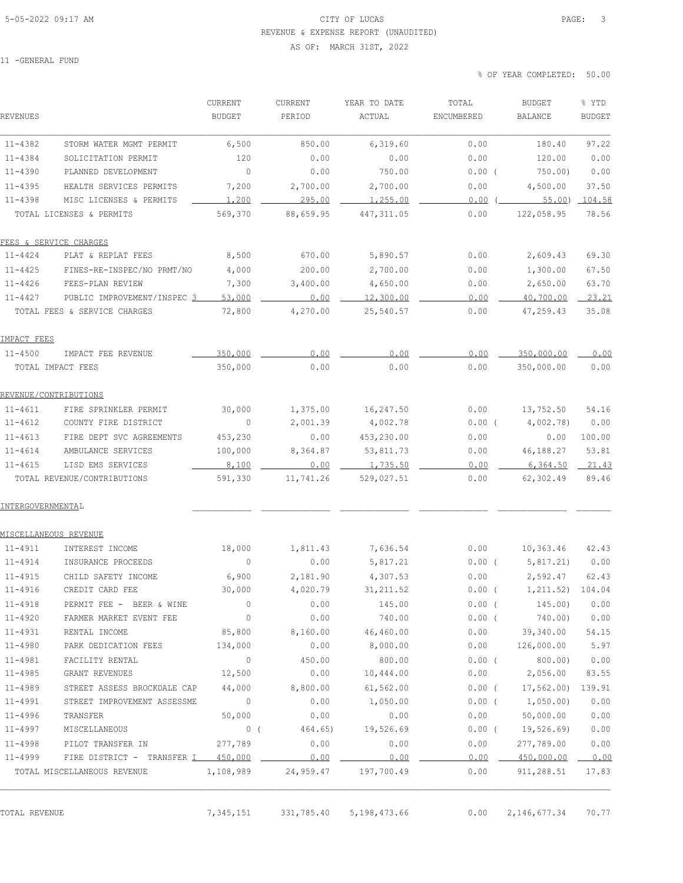CITY OF LUCAS

REVENUE & EXPENSE REPORT (UNAUDITED)

AS OF: MARCH 31ST, 2022

11 -GENERAL FUND

% OF YEAR COMPLETED: 50.00

| REVENUES | | CURRENT BUDGET | CURRENT PERIOD | YEAR TO DATE ACTUAL | TOTAL ENCUMBERED | BUDGET BALANCE | % YTD BUDGET |
|---|---|---|---|---|---|---|---|
| 11-4382 | STORM WATER MGMT PERMIT | 6,500 | 850.00 | 6,319.60 | 0.00 | 180.40 | 97.22 |
| 11-4384 | SOLICITATION PERMIT | 120 | 0.00 | 0.00 | 0.00 | 120.00 | 0.00 |
| 11-4390 | PLANNED DEVELOPMENT | 0 | 0.00 | 750.00 | 0.00 ( | 750.00) | 0.00 |
| 11-4395 | HEALTH SERVICES PERMITS | 7,200 | 2,700.00 | 2,700.00 | 0.00 | 4,500.00 | 37.50 |
| 11-4398 | MISC LICENSES & PERMITS | 1,200 | 295.00 | 1,255.00 | 0.00 ( | 55.00) | 104.58 |
| | TOTAL LICENSES & PERMITS | 569,370 | 88,659.95 | 447,311.05 | 0.00 | 122,058.95 | 78.56 |
| FEES & SERVICE CHARGES | | | | | | | |
| 11-4424 | PLAT & REPLAT FEES | 8,500 | 670.00 | 5,890.57 | 0.00 | 2,609.43 | 69.30 |
| 11-4425 | FINES-RE-INSPEC/NO PRMT/NO | 4,000 | 200.00 | 2,700.00 | 0.00 | 1,300.00 | 67.50 |
| 11-4426 | FEES-PLAN REVIEW | 7,300 | 3,400.00 | 4,650.00 | 0.00 | 2,650.00 | 63.70 |
| 11-4427 | PUBLIC IMPROVEMENT/INSPEC 3 | 53,000 | 0.00 | 12,300.00 | 0.00 | 40,700.00 | 23.21 |
| | TOTAL FEES & SERVICE CHARGES | 72,800 | 4,270.00 | 25,540.57 | 0.00 | 47,259.43 | 35.08 |
| IMPACT FEES | | | | | | | |
| 11-4500 | IMPACT FEE REVENUE | 350,000 | 0.00 | 0.00 | 0.00 | 350,000.00 | 0.00 |
| | TOTAL IMPACT FEES | 350,000 | 0.00 | 0.00 | 0.00 | 350,000.00 | 0.00 |
| REVENUE/CONTRIBUTIONS | | | | | | | |
| 11-4611 | FIRE SPRINKLER PERMIT | 30,000 | 1,375.00 | 16,247.50 | 0.00 | 13,752.50 | 54.16 |
| 11-4612 | COUNTY FIRE DISTRICT | 0 | 2,001.39 | 4,002.78 | 0.00 ( | 4,002.78) | 0.00 |
| 11-4613 | FIRE DEPT SVC AGREEMENTS | 453,230 | 0.00 | 453,230.00 | 0.00 | 0.00 | 100.00 |
| 11-4614 | AMBULANCE SERVICES | 100,000 | 8,364.87 | 53,811.73 | 0.00 | 46,188.27 | 53.81 |
| 11-4615 | LISD EMS SERVICES | 8,100 | 0.00 | 1,735.50 | 0.00 | 6,364.50 | 21.43 |
| | TOTAL REVENUE/CONTRIBUTIONS | 591,330 | 11,741.26 | 529,027.51 | 0.00 | 62,302.49 | 89.46 |
| INTERGOVERNMENTAL | | | | | | | |
| MISCELLANEOUS REVENUE | | | | | | | |
| 11-4911 | INTEREST INCOME | 18,000 | 1,811.43 | 7,636.54 | 0.00 | 10,363.46 | 42.43 |
| 11-4914 | INSURANCE PROCEEDS | 0 | 0.00 | 5,817.21 | 0.00 ( | 5,817.21) | 0.00 |
| 11-4915 | CHILD SAFETY INCOME | 6,900 | 2,181.90 | 4,307.53 | 0.00 | 2,592.47 | 62.43 |
| 11-4916 | CREDIT CARD FEE | 30,000 | 4,020.79 | 31,211.52 | 0.00 ( | 1,211.52) | 104.04 |
| 11-4918 | PERMIT FEE - BEER & WINE | 0 | 0.00 | 145.00 | 0.00 ( | 145.00) | 0.00 |
| 11-4920 | FARMER MARKET EVENT FEE | 0 | 0.00 | 740.00 | 0.00 ( | 740.00) | 0.00 |
| 11-4931 | RENTAL INCOME | 85,800 | 8,160.00 | 46,460.00 | 0.00 | 39,340.00 | 54.15 |
| 11-4980 | PARK DEDICATION FEES | 134,000 | 0.00 | 8,000.00 | 0.00 | 126,000.00 | 5.97 |
| 11-4981 | FACILITY RENTAL | 0 | 450.00 | 800.00 | 0.00 ( | 800.00) | 0.00 |
| 11-4985 | GRANT REVENUES | 12,500 | 0.00 | 10,444.00 | 0.00 | 2,056.00 | 83.55 |
| 11-4989 | STREET ASSESS BROCKDALE CAP | 44,000 | 8,800.00 | 61,562.00 | 0.00 ( | 17,562.00) | 139.91 |
| 11-4991 | STREET IMPROVEMENT ASSESSME | 0 | 0.00 | 1,050.00 | 0.00 ( | 1,050.00) | 0.00 |
| 11-4996 | TRANSFER | 50,000 | 0.00 | 0.00 | 0.00 | 50,000.00 | 0.00 |
| 11-4997 | MISCELLANEOUS | 0 ( | 464.65) | 19,526.69 | 0.00 ( | 19,526.69) | 0.00 |
| 11-4998 | PILOT TRANSFER IN | 277,789 | 0.00 | 0.00 | 0.00 | 277,789.00 | 0.00 |
| 11-4999 | FIRE DISTRICT - TRANSFER I | 450,000 | 0.00 | 0.00 | 0.00 | 450,000.00 | 0.00 |
| | TOTAL MISCELLANEOUS REVENUE | 1,108,989 | 24,959.47 | 197,700.49 | 0.00 | 911,288.51 | 17.83 |
| TOTAL REVENUE | | 7,345,151 | 331,785.40 | 5,198,473.66 | 0.00 | 2,146,677.34 | 70.77 |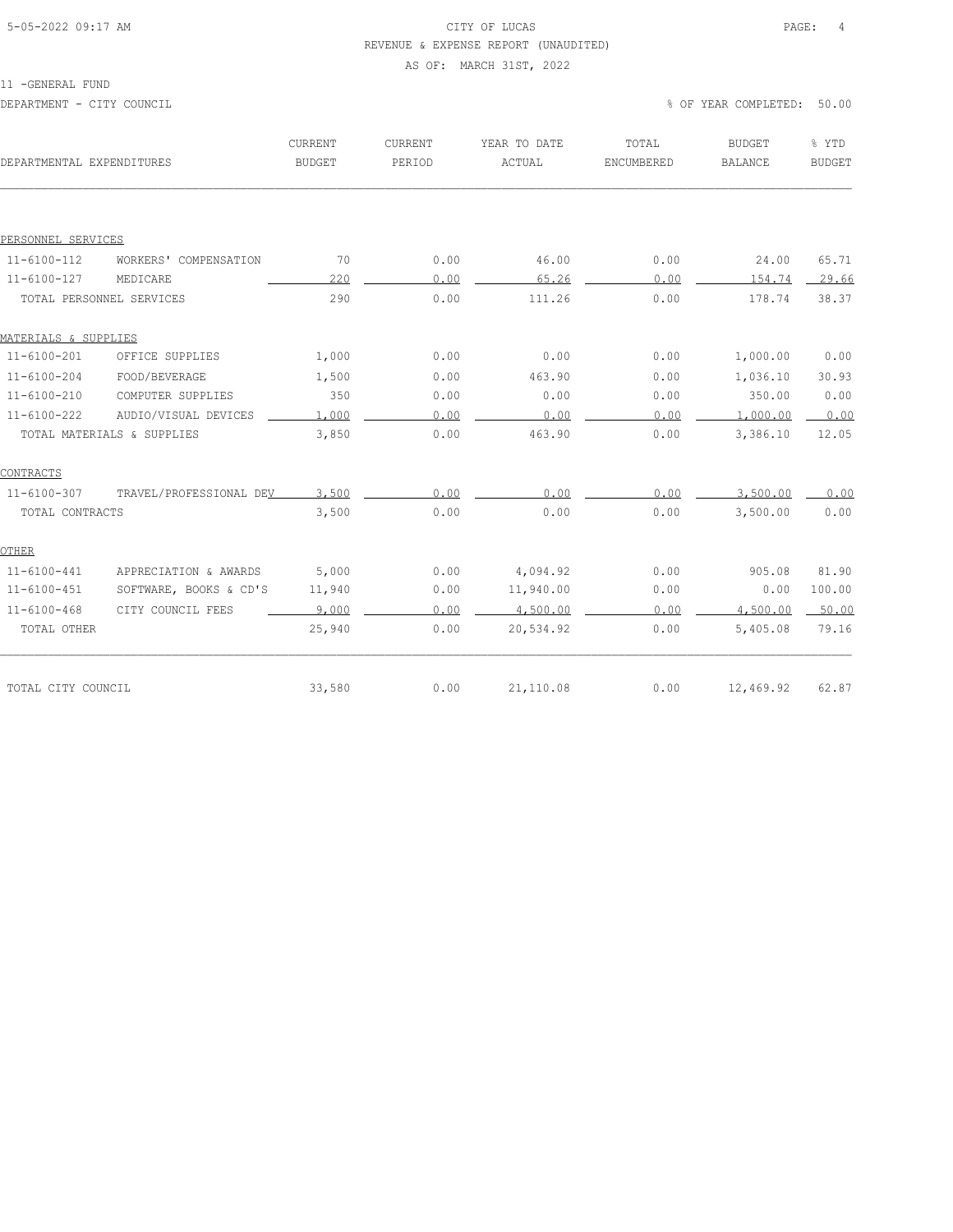CITY OF LUCAS

REVENUE & EXPENSE REPORT (UNAUDITED)

AS OF: MARCH 31ST, 2022

11 -GENERAL FUND

DEPARTMENT - CITY COUNCIL

% OF YEAR COMPLETED: 50.00

| DEPARTMENTAL EXPENDITURES | | CURRENT BUDGET | CURRENT PERIOD | YEAR TO DATE ACTUAL | TOTAL ENCUMBERED | BUDGET BALANCE | % YTD BUDGET |
|---|---|---|---|---|---|---|---|
| PERSONNEL SERVICES | | | | | | | |
| 11-6100-112 | WORKERS' COMPENSATION | 70 | 0.00 | 46.00 | 0.00 | 24.00 | 65.71 |
| 11-6100-127 | MEDICARE | 220 | 0.00 | 65.26 | 0.00 | 154.74 | 29.66 |
| TOTAL PERSONNEL SERVICES | | 290 | 0.00 | 111.26 | 0.00 | 178.74 | 38.37 |
| MATERIALS & SUPPLIES | | | | | | | |
| 11-6100-201 | OFFICE SUPPLIES | 1,000 | 0.00 | 0.00 | 0.00 | 1,000.00 | 0.00 |
| 11-6100-204 | FOOD/BEVERAGE | 1,500 | 0.00 | 463.90 | 0.00 | 1,036.10 | 30.93 |
| 11-6100-210 | COMPUTER SUPPLIES | 350 | 0.00 | 0.00 | 0.00 | 350.00 | 0.00 |
| 11-6100-222 | AUDIO/VISUAL DEVICES | 1,000 | 0.00 | 0.00 | 0.00 | 1,000.00 | 0.00 |
| TOTAL MATERIALS & SUPPLIES | | 3,850 | 0.00 | 463.90 | 0.00 | 3,386.10 | 12.05 |
| CONTRACTS | | | | | | | |
| 11-6100-307 | TRAVEL/PROFESSIONAL DEV | 3,500 | 0.00 | 0.00 | 0.00 | 3,500.00 | 0.00 |
| TOTAL CONTRACTS | | 3,500 | 0.00 | 0.00 | 0.00 | 3,500.00 | 0.00 |
| OTHER | | | | | | | |
| 11-6100-441 | APPRECIATION & AWARDS | 5,000 | 0.00 | 4,094.92 | 0.00 | 905.08 | 81.90 |
| 11-6100-451 | SOFTWARE, BOOKS & CD'S | 11,940 | 0.00 | 11,940.00 | 0.00 | 0.00 | 100.00 |
| 11-6100-468 | CITY COUNCIL FEES | 9,000 | 0.00 | 4,500.00 | 0.00 | 4,500.00 | 50.00 |
| TOTAL OTHER | | 25,940 | 0.00 | 20,534.92 | 0.00 | 5,405.08 | 79.16 |
| TOTAL CITY COUNCIL | | 33,580 | 0.00 | 21,110.08 | 0.00 | 12,469.92 | 62.87 |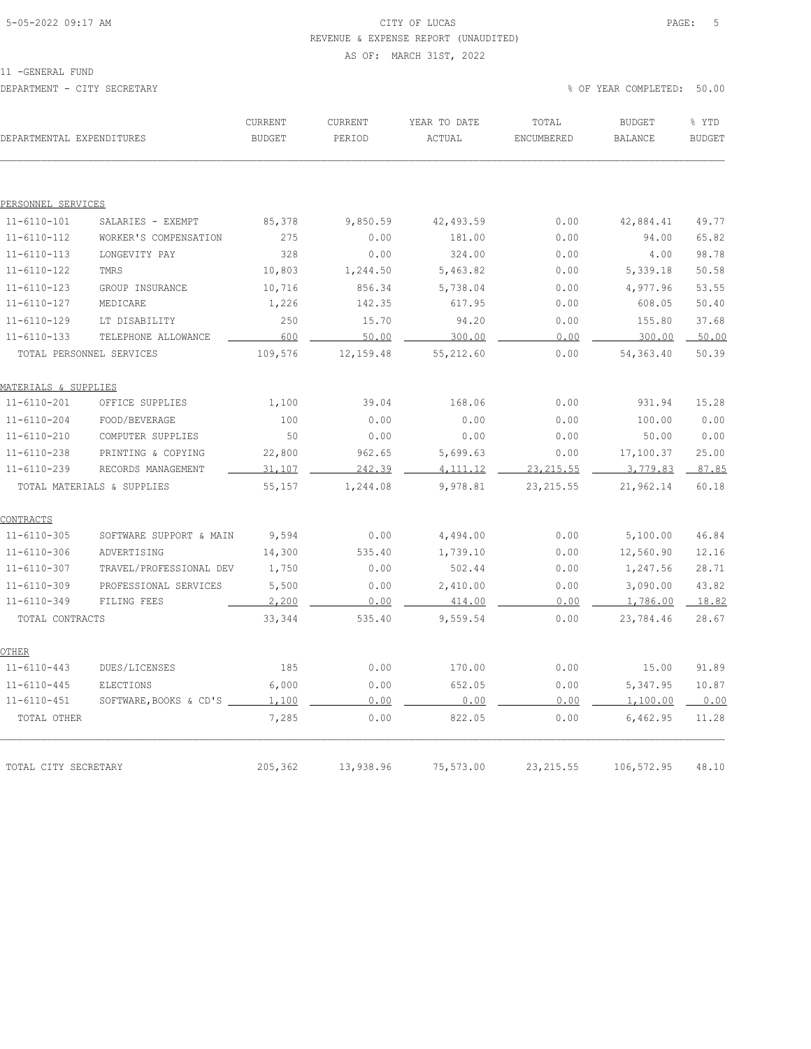CITY OF LUCAS

REVENUE & EXPENSE REPORT (UNAUDITED)

AS OF: MARCH 31ST, 2022

11 -GENERAL FUND

DEPARTMENT - CITY SECRETARY

% OF YEAR COMPLETED: 50.00

| DEPARTMENTAL EXPENDITURES | | CURRENT BUDGET | CURRENT PERIOD | YEAR TO DATE ACTUAL | TOTAL ENCUMBERED | BUDGET BALANCE | % YTD BUDGET |
|---|---|---|---|---|---|---|---|
| PERSONNEL SERVICES | | | | | | | |
| 11-6110-101 | SALARIES - EXEMPT | 85,378 | 9,850.59 | 42,493.59 | 0.00 | 42,884.41 | 49.77 |
| 11-6110-112 | WORKER'S COMPENSATION | 275 | 0.00 | 181.00 | 0.00 | 94.00 | 65.82 |
| 11-6110-113 | LONGEVITY PAY | 328 | 0.00 | 324.00 | 0.00 | 4.00 | 98.78 |
| 11-6110-122 | TMRS | 10,803 | 1,244.50 | 5,463.82 | 0.00 | 5,339.18 | 50.58 |
| 11-6110-123 | GROUP INSURANCE | 10,716 | 856.34 | 5,738.04 | 0.00 | 4,977.96 | 53.55 |
| 11-6110-127 | MEDICARE | 1,226 | 142.35 | 617.95 | 0.00 | 608.05 | 50.40 |
| 11-6110-129 | LT DISABILITY | 250 | 15.70 | 94.20 | 0.00 | 155.80 | 37.68 |
| 11-6110-133 | TELEPHONE ALLOWANCE | 600 | 50.00 | 300.00 | 0.00 | 300.00 | 50.00 |
| TOTAL PERSONNEL SERVICES | | 109,576 | 12,159.48 | 55,212.60 | 0.00 | 54,363.40 | 50.39 |
| MATERIALS & SUPPLIES | | | | | | | |
| 11-6110-201 | OFFICE SUPPLIES | 1,100 | 39.04 | 168.06 | 0.00 | 931.94 | 15.28 |
| 11-6110-204 | FOOD/BEVERAGE | 100 | 0.00 | 0.00 | 0.00 | 100.00 | 0.00 |
| 11-6110-210 | COMPUTER SUPPLIES | 50 | 0.00 | 0.00 | 0.00 | 50.00 | 0.00 |
| 11-6110-238 | PRINTING & COPYING | 22,800 | 962.65 | 5,699.63 | 0.00 | 17,100.37 | 25.00 |
| 11-6110-239 | RECORDS MANAGEMENT | 31,107 | 242.39 | 4,111.12 | 23,215.55 | 3,779.83 | 87.85 |
| TOTAL MATERIALS & SUPPLIES | | 55,157 | 1,244.08 | 9,978.81 | 23,215.55 | 21,962.14 | 60.18 |
| CONTRACTS | | | | | | | |
| 11-6110-305 | SOFTWARE SUPPORT & MAIN | 9,594 | 0.00 | 4,494.00 | 0.00 | 5,100.00 | 46.84 |
| 11-6110-306 | ADVERTISING | 14,300 | 535.40 | 1,739.10 | 0.00 | 12,560.90 | 12.16 |
| 11-6110-307 | TRAVEL/PROFESSIONAL DEV | 1,750 | 0.00 | 502.44 | 0.00 | 1,247.56 | 28.71 |
| 11-6110-309 | PROFESSIONAL SERVICES | 5,500 | 0.00 | 2,410.00 | 0.00 | 3,090.00 | 43.82 |
| 11-6110-349 | FILING FEES | 2,200 | 0.00 | 414.00 | 0.00 | 1,786.00 | 18.82 |
| TOTAL CONTRACTS | | 33,344 | 535.40 | 9,559.54 | 0.00 | 23,784.46 | 28.67 |
| OTHER | | | | | | | |
| 11-6110-443 | DUES/LICENSES | 185 | 0.00 | 170.00 | 0.00 | 15.00 | 91.89 |
| 11-6110-445 | ELECTIONS | 6,000 | 0.00 | 652.05 | 0.00 | 5,347.95 | 10.87 |
| 11-6110-451 | SOFTWARE,BOOKS & CD'S | 1,100 | 0.00 | 0.00 | 0.00 | 1,100.00 | 0.00 |
| TOTAL OTHER | | 7,285 | 0.00 | 822.05 | 0.00 | 6,462.95 | 11.28 |
| TOTAL CITY SECRETARY | | 205,362 | 13,938.96 | 75,573.00 | 23,215.55 | 106,572.95 | 48.10 |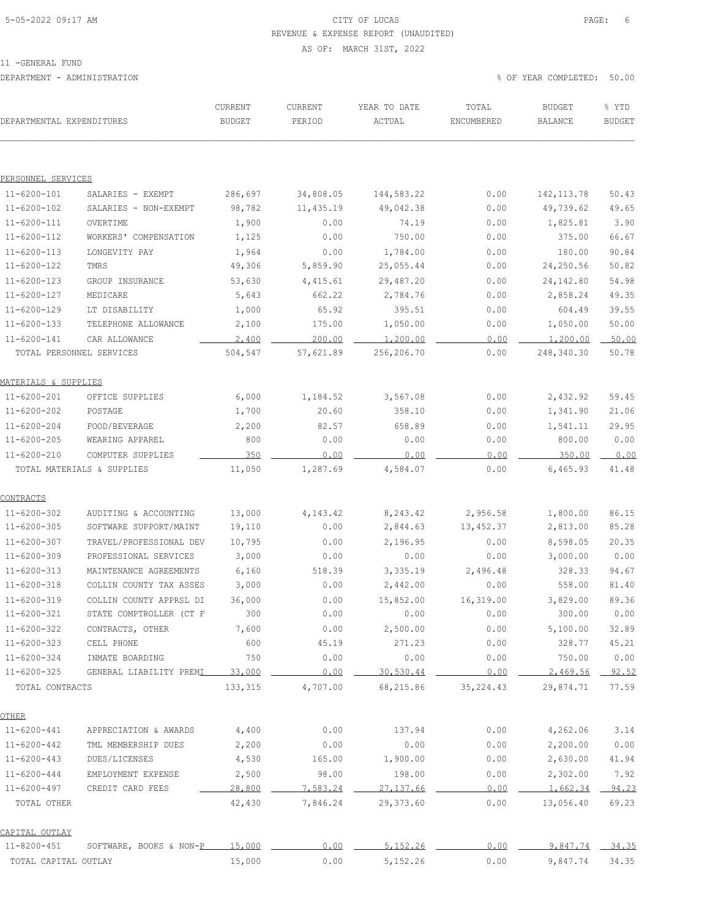CITY OF LUCAS

REVENUE & EXPENSE REPORT (UNAUDITED)

AS OF: MARCH 31ST, 2022

11 -GENERAL FUND

DEPARTMENT - ADMINISTRATION

% OF YEAR COMPLETED: 50.00

| DEPARTMENTAL EXPENDITURES | | CURRENT BUDGET | CURRENT PERIOD | YEAR TO DATE ACTUAL | TOTAL ENCUMBERED | BUDGET BALANCE | % YTD BUDGET |
|---|---|---|---|---|---|---|---|
| PERSONNEL SERVICES | | | | | | | |
| 11-6200-101 | SALARIES - EXEMPT | 286,697 | 34,808.05 | 144,583.22 | 0.00 | 142,113.78 | 50.43 |
| 11-6200-102 | SALARIES - NON-EXEMPT | 98,782 | 11,435.19 | 49,042.38 | 0.00 | 49,739.62 | 49.65 |
| 11-6200-111 | OVERTIME | 1,900 | 0.00 | 74.19 | 0.00 | 1,825.81 | 3.90 |
| 11-6200-112 | WORKERS' COMPENSATION | 1,125 | 0.00 | 750.00 | 0.00 | 375.00 | 66.67 |
| 11-6200-113 | LONGEVITY PAY | 1,964 | 0.00 | 1,784.00 | 0.00 | 180.00 | 90.84 |
| 11-6200-122 | TMRS | 49,306 | 5,859.90 | 25,055.44 | 0.00 | 24,250.56 | 50.82 |
| 11-6200-123 | GROUP INSURANCE | 53,630 | 4,415.61 | 29,487.20 | 0.00 | 24,142.80 | 54.98 |
| 11-6200-127 | MEDICARE | 5,643 | 662.22 | 2,784.76 | 0.00 | 2,858.24 | 49.35 |
| 11-6200-129 | LT DISABILITY | 1,000 | 65.92 | 395.51 | 0.00 | 604.49 | 39.55 |
| 11-6200-133 | TELEPHONE ALLOWANCE | 2,100 | 175.00 | 1,050.00 | 0.00 | 1,050.00 | 50.00 |
| 11-6200-141 | CAR ALLOWANCE | 2,400 | 200.00 | 1,200.00 | 0.00 | 1,200.00 | 50.00 |
| TOTAL PERSONNEL SERVICES | | 504,547 | 57,621.89 | 256,206.70 | 0.00 | 248,340.30 | 50.78 |
| MATERIALS & SUPPLIES | | | | | | | |
| 11-6200-201 | OFFICE SUPPLIES | 6,000 | 1,184.52 | 3,567.08 | 0.00 | 2,432.92 | 59.45 |
| 11-6200-202 | POSTAGE | 1,700 | 20.60 | 358.10 | 0.00 | 1,341.90 | 21.06 |
| 11-6200-204 | FOOD/BEVERAGE | 2,200 | 82.57 | 658.89 | 0.00 | 1,541.11 | 29.95 |
| 11-6200-205 | WEARING APPAREL | 800 | 0.00 | 0.00 | 0.00 | 800.00 | 0.00 |
| 11-6200-210 | COMPUTER SUPPLIES | 350 | 0.00 | 0.00 | 0.00 | 350.00 | 0.00 |
| TOTAL MATERIALS & SUPPLIES | | 11,050 | 1,287.69 | 4,584.07 | 0.00 | 6,465.93 | 41.48 |
| CONTRACTS | | | | | | | |
| 11-6200-302 | AUDITING & ACCOUNTING | 13,000 | 4,143.42 | 8,243.42 | 2,956.58 | 1,800.00 | 86.15 |
| 11-6200-305 | SOFTWARE SUPPORT/MAINT | 19,110 | 0.00 | 2,844.63 | 13,452.37 | 2,813.00 | 85.28 |
| 11-6200-307 | TRAVEL/PROFESSIONAL DEV | 10,795 | 0.00 | 2,196.95 | 0.00 | 8,598.05 | 20.35 |
| 11-6200-309 | PROFESSIONAL SERVICES | 3,000 | 0.00 | 0.00 | 0.00 | 3,000.00 | 0.00 |
| 11-6200-313 | MAINTENANCE AGREEMENTS | 6,160 | 518.39 | 3,335.19 | 2,496.48 | 328.33 | 94.67 |
| 11-6200-318 | COLLIN COUNTY TAX ASSES | 3,000 | 0.00 | 2,442.00 | 0.00 | 558.00 | 81.40 |
| 11-6200-319 | COLLIN COUNTY APPRSL DI | 36,000 | 0.00 | 15,852.00 | 16,319.00 | 3,829.00 | 89.36 |
| 11-6200-321 | STATE COMPTROLLER (CT F | 300 | 0.00 | 0.00 | 0.00 | 300.00 | 0.00 |
| 11-6200-322 | CONTRACTS, OTHER | 7,600 | 0.00 | 2,500.00 | 0.00 | 5,100.00 | 32.89 |
| 11-6200-323 | CELL PHONE | 600 | 45.19 | 271.23 | 0.00 | 328.77 | 45.21 |
| 11-6200-324 | INMATE BOARDING | 750 | 0.00 | 0.00 | 0.00 | 750.00 | 0.00 |
| 11-6200-325 | GENERAL LIABILITY PREMI | 33,000 | 0.00 | 30,530.44 | 0.00 | 2,469.56 | 92.52 |
| TOTAL CONTRACTS | | 133,315 | 4,707.00 | 68,215.86 | 35,224.43 | 29,874.71 | 77.59 |
| OTHER | | | | | | | |
| 11-6200-441 | APPRECIATION & AWARDS | 4,400 | 0.00 | 137.94 | 0.00 | 4,262.06 | 3.14 |
| 11-6200-442 | TML MEMBERSHIP DUES | 2,200 | 0.00 | 0.00 | 0.00 | 2,200.00 | 0.00 |
| 11-6200-443 | DUES/LICENSES | 4,530 | 165.00 | 1,900.00 | 0.00 | 2,630.00 | 41.94 |
| 11-6200-444 | EMPLOYMENT EXPENSE | 2,500 | 98.00 | 198.00 | 0.00 | 2,302.00 | 7.92 |
| 11-6200-497 | CREDIT CARD FEES | 28,800 | 7,583.24 | 27,137.66 | 0.00 | 1,662.34 | 94.23 |
| TOTAL OTHER | | 42,430 | 7,846.24 | 29,373.60 | 0.00 | 13,056.40 | 69.23 |
| CAPITAL OUTLAY | | | | | | | |
| 11-8200-451 | SOFTWARE, BOOKS & NON-P | 15,000 | 0.00 | 5,152.26 | 0.00 | 9,847.74 | 34.35 |
| TOTAL CAPITAL OUTLAY | | 15,000 | 0.00 | 5,152.26 | 0.00 | 9,847.74 | 34.35 |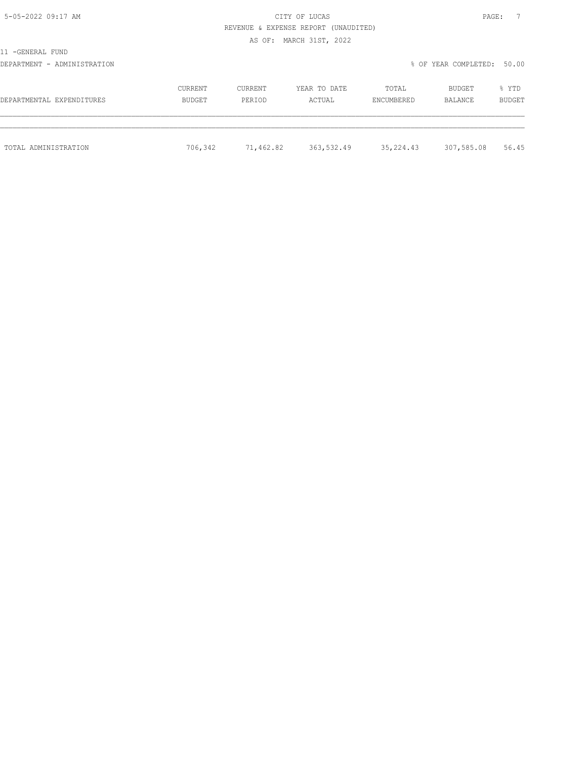CITY OF LUCAS

REVENUE & EXPENSE REPORT (UNAUDITED)

AS OF: MARCH 31ST, 2022

11 -GENERAL FUND

DEPARTMENT - ADMINISTRATION

% OF YEAR COMPLETED: 50.00

| DEPARTMENTAL EXPENDITURES | CURRENT BUDGET | CURRENT PERIOD | YEAR TO DATE ACTUAL | TOTAL ENCUMBERED | BUDGET BALANCE | % YTD BUDGET |
|---|---|---|---|---|---|---|
| TOTAL ADMINISTRATION | 706,342 | 71,462.82 | 363,532.49 | 35,224.43 | 307,585.08 | 56.45 |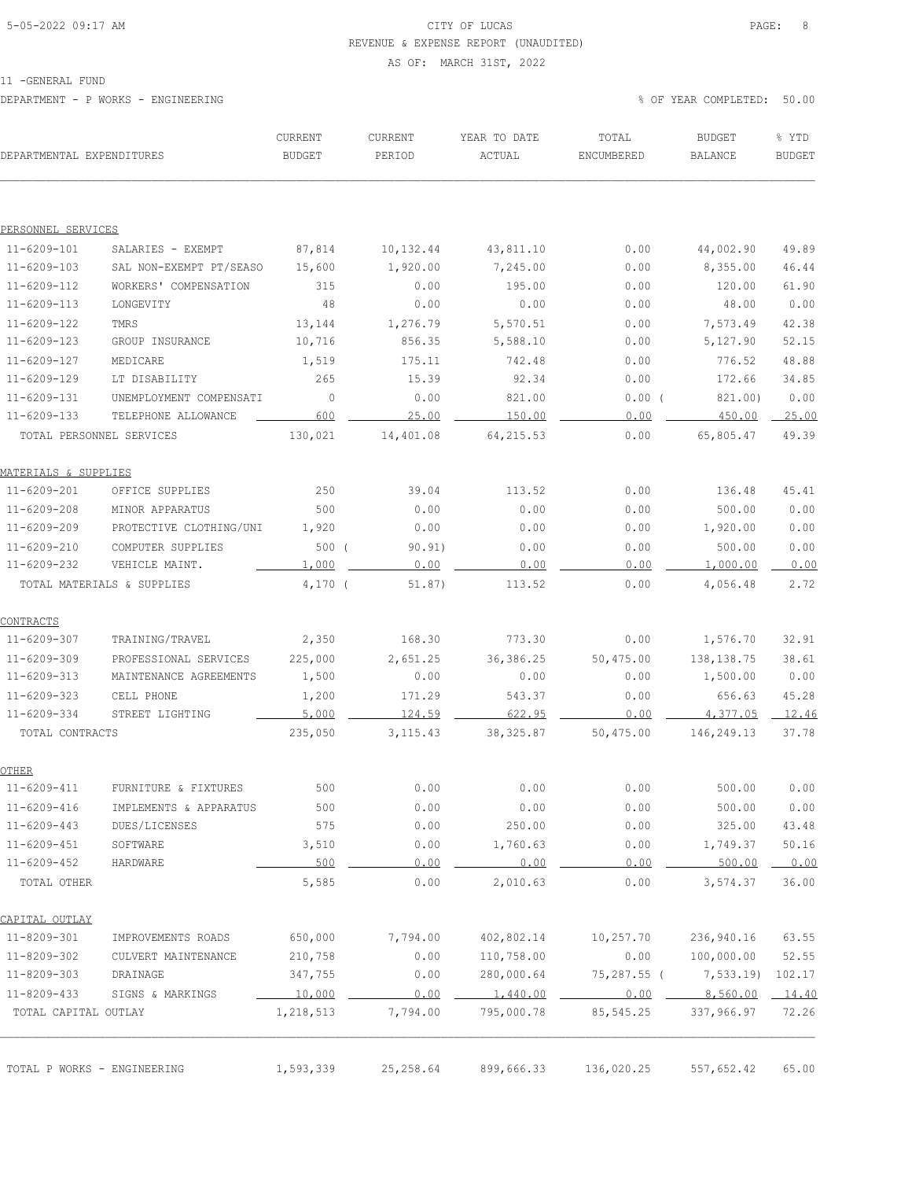5-05-2022 09:17 AM

# CITY OF LUCAS

REVENUE & EXPENSE REPORT (UNAUDITED)

AS OF: MARCH 31ST, 2022

11 -GENERAL FUND

DEPARTMENT - P WORKS - ENGINEERING

% OF YEAR COMPLETED: 50.00

| DEPARTMENTAL EXPENDITURES | | CURRENT BUDGET | CURRENT PERIOD | YEAR TO DATE ACTUAL | TOTAL ENCUMBERED | BUDGET BALANCE | % YTD BUDGET |
|---|---|---|---|---|---|---|---|
| **PERSONNEL SERVICES** | | | | | | | |
| 11-6209-101 | SALARIES - EXEMPT | 87,814 | 10,132.44 | 43,811.10 | 0.00 | 44,002.90 | 49.89 |
| 11-6209-103 | SAL NON-EXEMPT PT/SEASO | 15,600 | 1,920.00 | 7,245.00 | 0.00 | 8,355.00 | 46.44 |
| 11-6209-112 | WORKERS' COMPENSATION | 315 | 0.00 | 195.00 | 0.00 | 120.00 | 61.90 |
| 11-6209-113 | LONGEVITY | 48 | 0.00 | 0.00 | 0.00 | 48.00 | 0.00 |
| 11-6209-122 | TMRS | 13,144 | 1,276.79 | 5,570.51 | 0.00 | 7,573.49 | 42.38 |
| 11-6209-123 | GROUP INSURANCE | 10,716 | 856.35 | 5,588.10 | 0.00 | 5,127.90 | 52.15 |
| 11-6209-127 | MEDICARE | 1,519 | 175.11 | 742.48 | 0.00 | 776.52 | 48.88 |
| 11-6209-129 | LT DISABILITY | 265 | 15.39 | 92.34 | 0.00 | 172.66 | 34.85 |
| 11-6209-131 | UNEMPLOYMENT COMPENSATI | 0 | 0.00 | 821.00 | 0.00 | ( 821.00) | 0.00 |
| 11-6209-133 | TELEPHONE ALLOWANCE | 600 | 25.00 | 150.00 | 0.00 | 450.00 | 25.00 |
| TOTAL PERSONNEL SERVICES | | 130,021 | 14,401.08 | 64,215.53 | 0.00 | 65,805.47 | 49.39 |
| **MATERIALS & SUPPLIES** | | | | | | | |
| 11-6209-201 | OFFICE SUPPLIES | 250 | 39.04 | 113.52 | 0.00 | 136.48 | 45.41 |
| 11-6209-208 | MINOR APPARATUS | 500 | 0.00 | 0.00 | 0.00 | 500.00 | 0.00 |
| 11-6209-209 | PROTECTIVE CLOTHING/UNI | 1,920 | 0.00 | 0.00 | 0.00 | 1,920.00 | 0.00 |
| 11-6209-210 | COMPUTER SUPPLIES | 500 | ( 90.91) | 0.00 | 0.00 | 500.00 | 0.00 |
| 11-6209-232 | VEHICLE MAINT. | 1,000 | 0.00 | 0.00 | 0.00 | 1,000.00 | 0.00 |
| TOTAL MATERIALS & SUPPLIES | | 4,170 | ( 51.87) | 113.52 | 0.00 | 4,056.48 | 2.72 |
| **CONTRACTS** | | | | | | | |
| 11-6209-307 | TRAINING/TRAVEL | 2,350 | 168.30 | 773.30 | 0.00 | 1,576.70 | 32.91 |
| 11-6209-309 | PROFESSIONAL SERVICES | 225,000 | 2,651.25 | 36,386.25 | 50,475.00 | 138,138.75 | 38.61 |
| 11-6209-313 | MAINTENANCE AGREEMENTS | 1,500 | 0.00 | 0.00 | 0.00 | 1,500.00 | 0.00 |
| 11-6209-323 | CELL PHONE | 1,200 | 171.29 | 543.37 | 0.00 | 656.63 | 45.28 |
| 11-6209-334 | STREET LIGHTING | 5,000 | 124.59 | 622.95 | 0.00 | 4,377.05 | 12.46 |
| TOTAL CONTRACTS | | 235,050 | 3,115.43 | 38,325.87 | 50,475.00 | 146,249.13 | 37.78 |
| **OTHER** | | | | | | | |
| 11-6209-411 | FURNITURE & FIXTURES | 500 | 0.00 | 0.00 | 0.00 | 500.00 | 0.00 |
| 11-6209-416 | IMPLEMENTS & APPARATUS | 500 | 0.00 | 0.00 | 0.00 | 500.00 | 0.00 |
| 11-6209-443 | DUES/LICENSES | 575 | 0.00 | 250.00 | 0.00 | 325.00 | 43.48 |
| 11-6209-451 | SOFTWARE | 3,510 | 0.00 | 1,760.63 | 0.00 | 1,749.37 | 50.16 |
| 11-6209-452 | HARDWARE | 500 | 0.00 | 0.00 | 0.00 | 500.00 | 0.00 |
| TOTAL OTHER | | 5,585 | 0.00 | 2,010.63 | 0.00 | 3,574.37 | 36.00 |
| **CAPITAL OUTLAY** | | | | | | | |
| 11-8209-301 | IMPROVEMENTS ROADS | 650,000 | 7,794.00 | 402,802.14 | 10,257.70 | 236,940.16 | 63.55 |
| 11-8209-302 | CULVERT MAINTENANCE | 210,758 | 0.00 | 110,758.00 | 0.00 | 100,000.00 | 52.55 |
| 11-8209-303 | DRAINAGE | 347,755 | 0.00 | 280,000.64 | 75,287.55 | ( 7,533.19) | 102.17 |
| 11-8209-433 | SIGNS & MARKINGS | 10,000 | 0.00 | 1,440.00 | 0.00 | 8,560.00 | 14.40 |
| TOTAL CAPITAL OUTLAY | | 1,218,513 | 7,794.00 | 795,000.78 | 85,545.25 | 337,966.97 | 72.26 |
| TOTAL P WORKS - ENGINEERING | | 1,593,339 | 25,258.64 | 899,666.33 | 136,020.25 | 557,652.42 | 65.00 |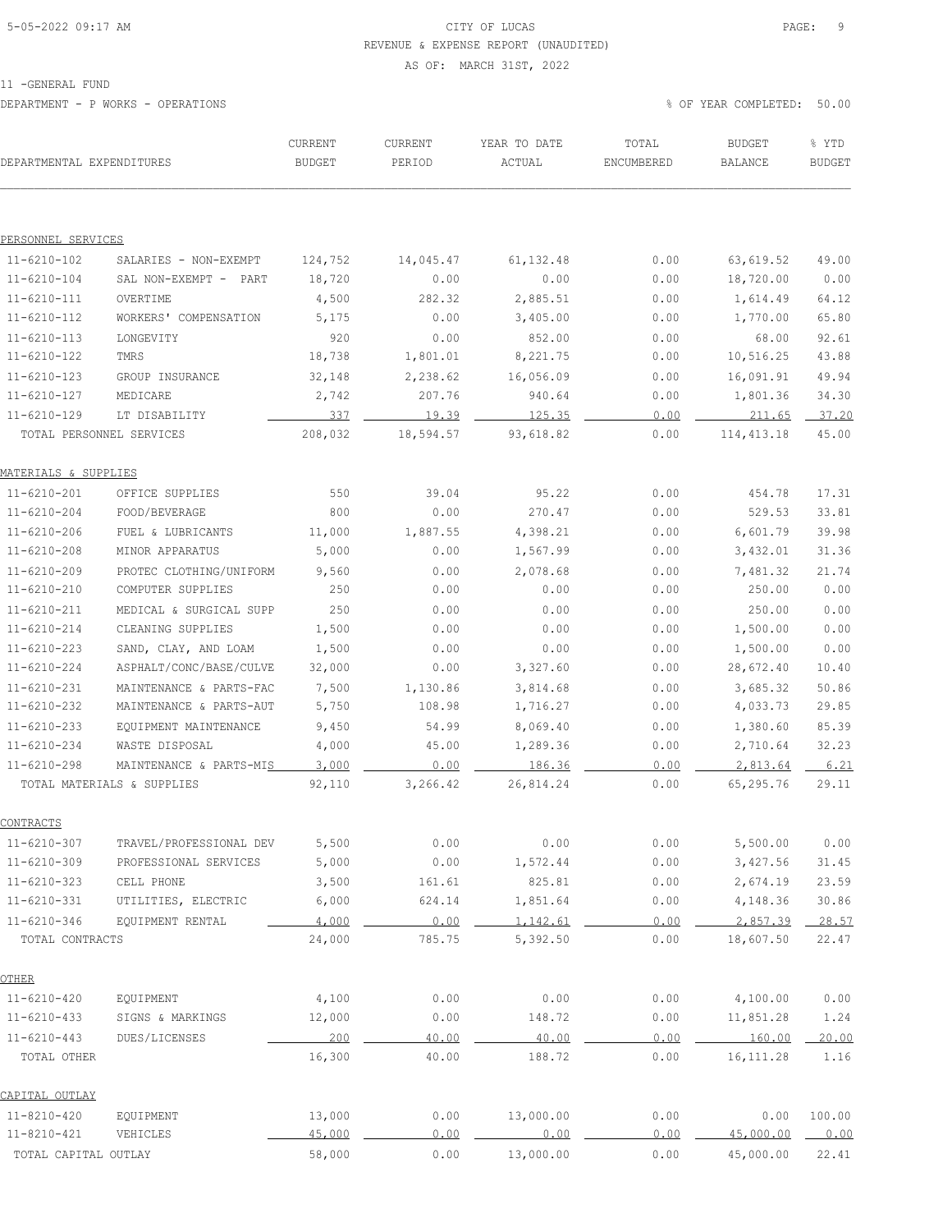CITY OF LUCAS

REVENUE & EXPENSE REPORT (UNAUDITED)

AS OF: MARCH 31ST, 2022

11 -GENERAL FUND

DEPARTMENT - P WORKS - OPERATIONS

% OF YEAR COMPLETED: 50.00

| DEPARTMENTAL EXPENDITURES | | CURRENT BUDGET | CURRENT PERIOD | YEAR TO DATE ACTUAL | TOTAL ENCUMBERED | BUDGET BALANCE | % YTD BUDGET |
|---|---|---|---|---|---|---|---|
| PERSONNEL SERVICES | | | | | | | |
| 11-6210-102 | SALARIES - NON-EXEMPT | 124,752 | 14,045.47 | 61,132.48 | 0.00 | 63,619.52 | 49.00 |
| 11-6210-104 | SAL NON-EXEMPT - PART | 18,720 | 0.00 | 0.00 | 0.00 | 18,720.00 | 0.00 |
| 11-6210-111 | OVERTIME | 4,500 | 282.32 | 2,885.51 | 0.00 | 1,614.49 | 64.12 |
| 11-6210-112 | WORKERS' COMPENSATION | 5,175 | 0.00 | 3,405.00 | 0.00 | 1,770.00 | 65.80 |
| 11-6210-113 | LONGEVITY | 920 | 0.00 | 852.00 | 0.00 | 68.00 | 92.61 |
| 11-6210-122 | TMRS | 18,738 | 1,801.01 | 8,221.75 | 0.00 | 10,516.25 | 43.88 |
| 11-6210-123 | GROUP INSURANCE | 32,148 | 2,238.62 | 16,056.09 | 0.00 | 16,091.91 | 49.94 |
| 11-6210-127 | MEDICARE | 2,742 | 207.76 | 940.64 | 0.00 | 1,801.36 | 34.30 |
| 11-6210-129 | LT DISABILITY | 337 | 19.39 | 125.35 | 0.00 | 211.65 | 37.20 |
| TOTAL PERSONNEL SERVICES | | 208,032 | 18,594.57 | 93,618.82 | 0.00 | 114,413.18 | 45.00 |
| MATERIALS & SUPPLIES | | | | | | | |
| 11-6210-201 | OFFICE SUPPLIES | 550 | 39.04 | 95.22 | 0.00 | 454.78 | 17.31 |
| 11-6210-204 | FOOD/BEVERAGE | 800 | 0.00 | 270.47 | 0.00 | 529.53 | 33.81 |
| 11-6210-206 | FUEL & LUBRICANTS | 11,000 | 1,887.55 | 4,398.21 | 0.00 | 6,601.79 | 39.98 |
| 11-6210-208 | MINOR APPARATUS | 5,000 | 0.00 | 1,567.99 | 0.00 | 3,432.01 | 31.36 |
| 11-6210-209 | PROTEC CLOTHING/UNIFORM | 9,560 | 0.00 | 2,078.68 | 0.00 | 7,481.32 | 21.74 |
| 11-6210-210 | COMPUTER SUPPLIES | 250 | 0.00 | 0.00 | 0.00 | 250.00 | 0.00 |
| 11-6210-211 | MEDICAL & SURGICAL SUPP | 250 | 0.00 | 0.00 | 0.00 | 250.00 | 0.00 |
| 11-6210-214 | CLEANING SUPPLIES | 1,500 | 0.00 | 0.00 | 0.00 | 1,500.00 | 0.00 |
| 11-6210-223 | SAND, CLAY, AND LOAM | 1,500 | 0.00 | 0.00 | 0.00 | 1,500.00 | 0.00 |
| 11-6210-224 | ASPHALT/CONC/BASE/CULVE | 32,000 | 0.00 | 3,327.60 | 0.00 | 28,672.40 | 10.40 |
| 11-6210-231 | MAINTENANCE & PARTS-FAC | 7,500 | 1,130.86 | 3,814.68 | 0.00 | 3,685.32 | 50.86 |
| 11-6210-232 | MAINTENANCE & PARTS-AUT | 5,750 | 108.98 | 1,716.27 | 0.00 | 4,033.73 | 29.85 |
| 11-6210-233 | EQUIPMENT MAINTENANCE | 9,450 | 54.99 | 8,069.40 | 0.00 | 1,380.60 | 85.39 |
| 11-6210-234 | WASTE DISPOSAL | 4,000 | 45.00 | 1,289.36 | 0.00 | 2,710.64 | 32.23 |
| 11-6210-298 | MAINTENANCE & PARTS-MIS | 3,000 | 0.00 | 186.36 | 0.00 | 2,813.64 | 6.21 |
| TOTAL MATERIALS & SUPPLIES | | 92,110 | 3,266.42 | 26,814.24 | 0.00 | 65,295.76 | 29.11 |
| CONTRACTS | | | | | | | |
| 11-6210-307 | TRAVEL/PROFESSIONAL DEV | 5,500 | 0.00 | 0.00 | 0.00 | 5,500.00 | 0.00 |
| 11-6210-309 | PROFESSIONAL SERVICES | 5,000 | 0.00 | 1,572.44 | 0.00 | 3,427.56 | 31.45 |
| 11-6210-323 | CELL PHONE | 3,500 | 161.61 | 825.81 | 0.00 | 2,674.19 | 23.59 |
| 11-6210-331 | UTILITIES, ELECTRIC | 6,000 | 624.14 | 1,851.64 | 0.00 | 4,148.36 | 30.86 |
| 11-6210-346 | EQUIPMENT RENTAL | 4,000 | 0.00 | 1,142.61 | 0.00 | 2,857.39 | 28.57 |
| TOTAL CONTRACTS | | 24,000 | 785.75 | 5,392.50 | 0.00 | 18,607.50 | 22.47 |
| OTHER | | | | | | | |
| 11-6210-420 | EQUIPMENT | 4,100 | 0.00 | 0.00 | 0.00 | 4,100.00 | 0.00 |
| 11-6210-433 | SIGNS & MARKINGS | 12,000 | 0.00 | 148.72 | 0.00 | 11,851.28 | 1.24 |
| 11-6210-443 | DUES/LICENSES | 200 | 40.00 | 40.00 | 0.00 | 160.00 | 20.00 |
| TOTAL OTHER | | 16,300 | 40.00 | 188.72 | 0.00 | 16,111.28 | 1.16 |
| CAPITAL OUTLAY | | | | | | | |
| 11-8210-420 | EQUIPMENT | 13,000 | 0.00 | 13,000.00 | 0.00 | 0.00 | 100.00 |
| 11-8210-421 | VEHICLES | 45,000 | 0.00 | 0.00 | 0.00 | 45,000.00 | 0.00 |
| TOTAL CAPITAL OUTLAY | | 58,000 | 0.00 | 13,000.00 | 0.00 | 45,000.00 | 22.41 |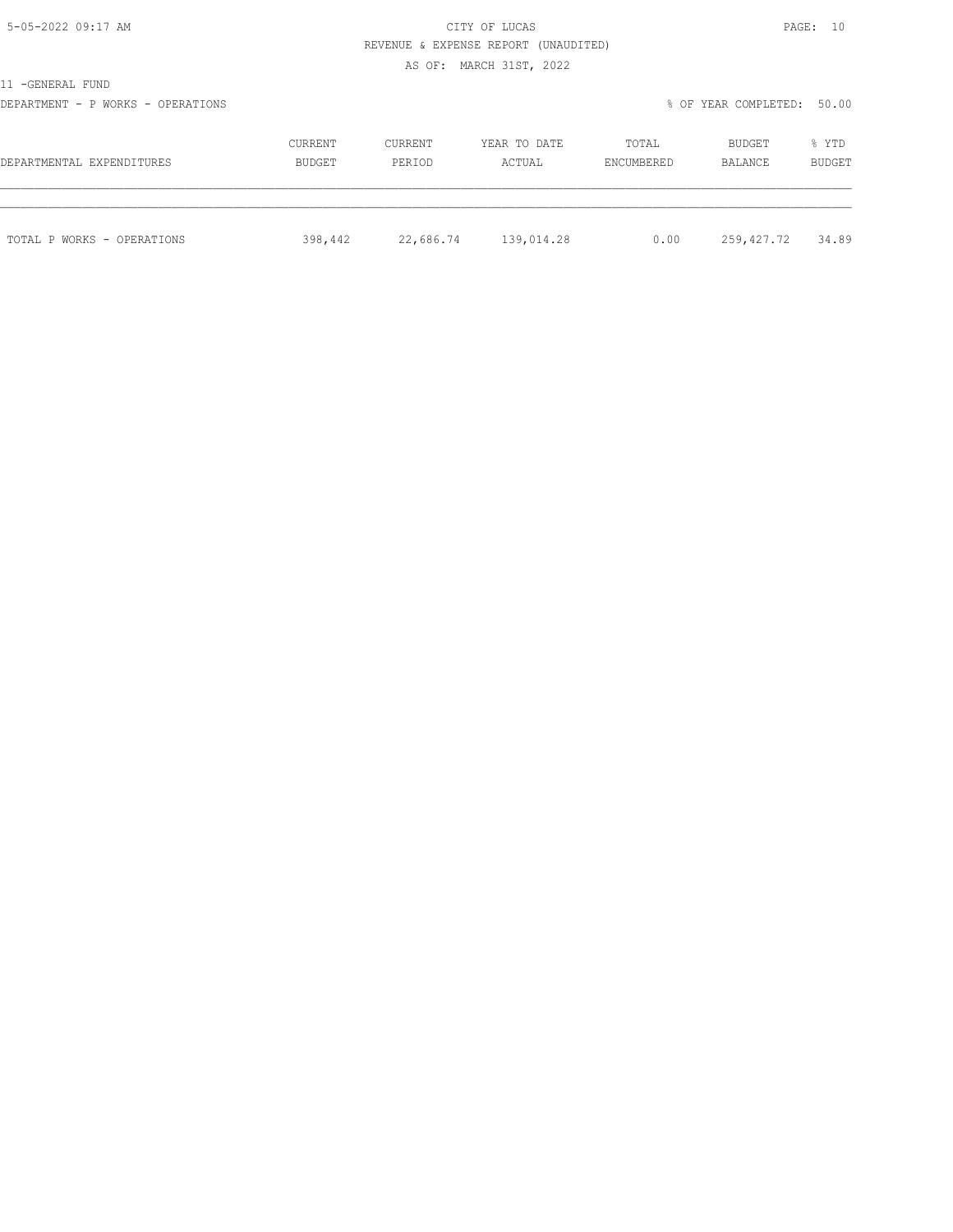CITY OF LUCAS

REVENUE & EXPENSE REPORT (UNAUDITED)

AS OF: MARCH 31ST, 2022

11 -GENERAL FUND

DEPARTMENT - P WORKS - OPERATIONS

% OF YEAR COMPLETED: 50.00

| DEPARTMENTAL EXPENDITURES | CURRENT BUDGET | CURRENT PERIOD | YEAR TO DATE ACTUAL | TOTAL ENCUMBERED | BUDGET BALANCE | % YTD BUDGET |
|---|---|---|---|---|---|---|
| TOTAL P WORKS - OPERATIONS | 398,442 | 22,686.74 | 139,014.28 | 0.00 | 259,427.72 | 34.89 |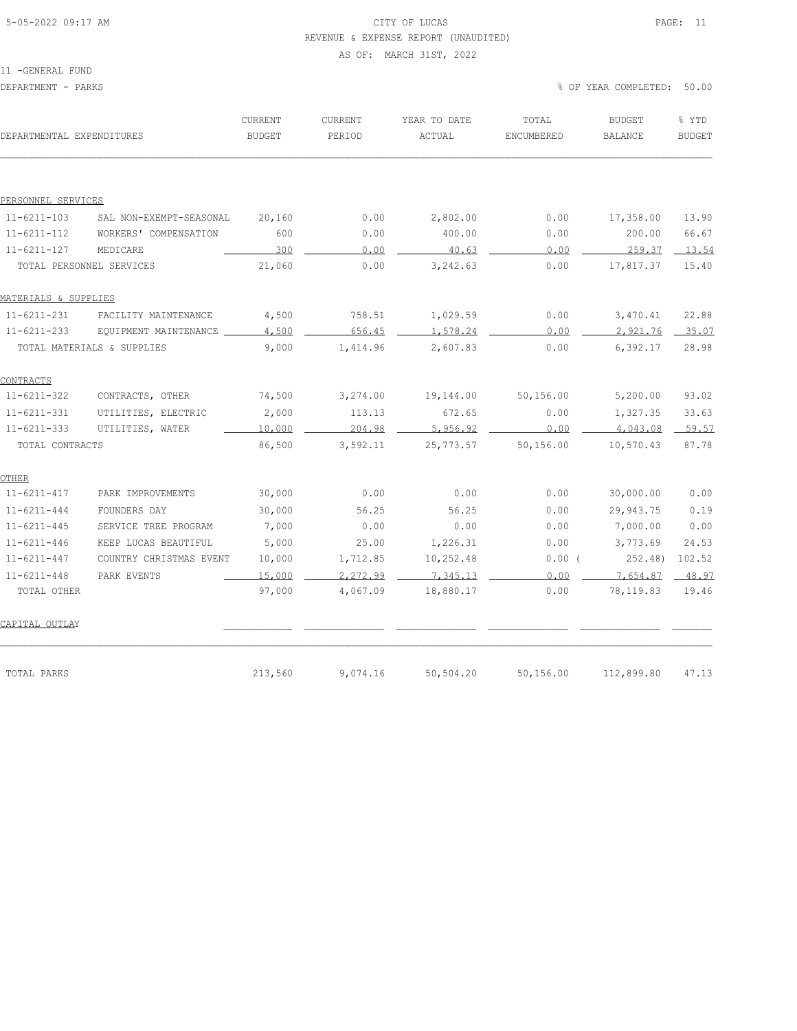CITY OF LUCAS

REVENUE & EXPENSE REPORT (UNAUDITED)

AS OF: MARCH 31ST, 2022

11 -GENERAL FUND

DEPARTMENT - PARKS

% OF YEAR COMPLETED: 50.00

| DEPARTMENTAL EXPENDITURES | | CURRENT BUDGET | CURRENT PERIOD | YEAR TO DATE ACTUAL | TOTAL ENCUMBERED | BUDGET BALANCE | % YTD BUDGET |
|---|---|---|---|---|---|---|---|
| PERSONNEL SERVICES | | | | | | | |
| 11-6211-103 | SAL NON-EXEMPT-SEASONAL | 20,160 | 0.00 | 2,802.00 | 0.00 | 17,358.00 | 13.90 |
| 11-6211-112 | WORKERS' COMPENSATION | 600 | 0.00 | 400.00 | 0.00 | 200.00 | 66.67 |
| 11-6211-127 | MEDICARE | 300 | 0.00 | 40.63 | 0.00 | 259.37 | 13.54 |
| TOTAL PERSONNEL SERVICES | | 21,060 | 0.00 | 3,242.63 | 0.00 | 17,817.37 | 15.40 |
| MATERIALS & SUPPLIES | | | | | | | |
| 11-6211-231 | FACILITY MAINTENANCE | 4,500 | 758.51 | 1,029.59 | 0.00 | 3,470.41 | 22.88 |
| 11-6211-233 | EQUIPMENT MAINTENANCE | 4,500 | 656.45 | 1,578.24 | 0.00 | 2,921.76 | 35.07 |
| TOTAL MATERIALS & SUPPLIES | | 9,000 | 1,414.96 | 2,607.83 | 0.00 | 6,392.17 | 28.98 |
| CONTRACTS | | | | | | | |
| 11-6211-322 | CONTRACTS, OTHER | 74,500 | 3,274.00 | 19,144.00 | 50,156.00 | 5,200.00 | 93.02 |
| 11-6211-331 | UTILITIES, ELECTRIC | 2,000 | 113.13 | 672.65 | 0.00 | 1,327.35 | 33.63 |
| 11-6211-333 | UTILITIES, WATER | 10,000 | 204.98 | 5,956.92 | 0.00 | 4,043.08 | 59.57 |
| TOTAL CONTRACTS | | 86,500 | 3,592.11 | 25,773.57 | 50,156.00 | 10,570.43 | 87.78 |
| OTHER | | | | | | | |
| 11-6211-417 | PARK IMPROVEMENTS | 30,000 | 0.00 | 0.00 | 0.00 | 30,000.00 | 0.00 |
| 11-6211-444 | FOUNDERS DAY | 30,000 | 56.25 | 56.25 | 0.00 | 29,943.75 | 0.19 |
| 11-6211-445 | SERVICE TREE PROGRAM | 7,000 | 0.00 | 0.00 | 0.00 | 7,000.00 | 0.00 |
| 11-6211-446 | KEEP LUCAS BEAUTIFUL | 5,000 | 25.00 | 1,226.31 | 0.00 | 3,773.69 | 24.53 |
| 11-6211-447 | COUNTRY CHRISTMAS EVENT | 10,000 | 1,712.85 | 10,252.48 | 0.00 | ( 252.48) | 102.52 |
| 11-6211-448 | PARK EVENTS | 15,000 | 2,272.99 | 7,345.13 | 0.00 | 7,654.87 | 48.97 |
| TOTAL OTHER | | 97,000 | 4,067.09 | 18,880.17 | 0.00 | 78,119.83 | 19.46 |
| CAPITAL OUTLAY | | | | | | | |
| TOTAL PARKS | | 213,560 | 9,074.16 | 50,504.20 | 50,156.00 | 112,899.80 | 47.13 |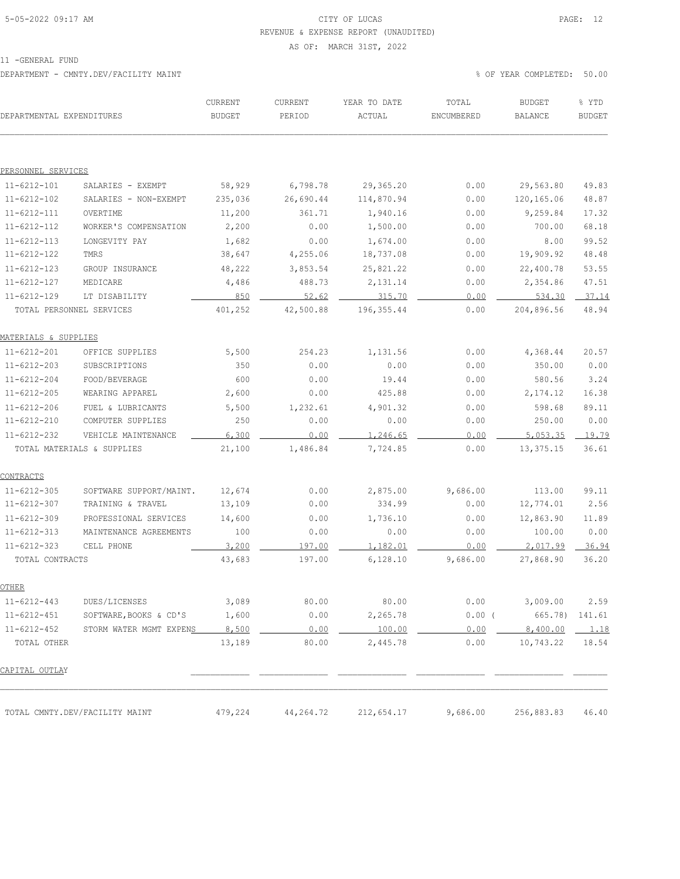CITY OF LUCAS

REVENUE & EXPENSE REPORT (UNAUDITED)

AS OF: MARCH 31ST, 2022

11 -GENERAL FUND

DEPARTMENT - CMNTY.DEV/FACILITY MAINT

% OF YEAR COMPLETED: 50.00

| DEPARTMENTAL EXPENDITURES | | CURRENT BUDGET | CURRENT PERIOD | YEAR TO DATE ACTUAL | TOTAL ENCUMBERED | BUDGET BALANCE | % YTD BUDGET |
|---|---|---|---|---|---|---|---|
| PERSONNEL SERVICES | | | | | | | |
| 11-6212-101 | SALARIES - EXEMPT | 58,929 | 6,798.78 | 29,365.20 | 0.00 | 29,563.80 | 49.83 |
| 11-6212-102 | SALARIES - NON-EXEMPT | 235,036 | 26,690.44 | 114,870.94 | 0.00 | 120,165.06 | 48.87 |
| 11-6212-111 | OVERTIME | 11,200 | 361.71 | 1,940.16 | 0.00 | 9,259.84 | 17.32 |
| 11-6212-112 | WORKER'S COMPENSATION | 2,200 | 0.00 | 1,500.00 | 0.00 | 700.00 | 68.18 |
| 11-6212-113 | LONGEVITY PAY | 1,682 | 0.00 | 1,674.00 | 0.00 | 8.00 | 99.52 |
| 11-6212-122 | TMRS | 38,647 | 4,255.06 | 18,737.08 | 0.00 | 19,909.92 | 48.48 |
| 11-6212-123 | GROUP INSURANCE | 48,222 | 3,853.54 | 25,821.22 | 0.00 | 22,400.78 | 53.55 |
| 11-6212-127 | MEDICARE | 4,486 | 488.73 | 2,131.14 | 0.00 | 2,354.86 | 47.51 |
| 11-6212-129 | LT DISABILITY | 850 | 52.62 | 315.70 | 0.00 | 534.30 | 37.14 |
| TOTAL PERSONNEL SERVICES | | 401,252 | 42,500.88 | 196,355.44 | 0.00 | 204,896.56 | 48.94 |
| MATERIALS & SUPPLIES | | | | | | | |
| 11-6212-201 | OFFICE SUPPLIES | 5,500 | 254.23 | 1,131.56 | 0.00 | 4,368.44 | 20.57 |
| 11-6212-203 | SUBSCRIPTIONS | 350 | 0.00 | 0.00 | 0.00 | 350.00 | 0.00 |
| 11-6212-204 | FOOD/BEVERAGE | 600 | 0.00 | 19.44 | 0.00 | 580.56 | 3.24 |
| 11-6212-205 | WEARING APPAREL | 2,600 | 0.00 | 425.88 | 0.00 | 2,174.12 | 16.38 |
| 11-6212-206 | FUEL & LUBRICANTS | 5,500 | 1,232.61 | 4,901.32 | 0.00 | 598.68 | 89.11 |
| 11-6212-210 | COMPUTER SUPPLIES | 250 | 0.00 | 0.00 | 0.00 | 250.00 | 0.00 |
| 11-6212-232 | VEHICLE MAINTENANCE | 6,300 | 0.00 | 1,246.65 | 0.00 | 5,053.35 | 19.79 |
| TOTAL MATERIALS & SUPPLIES | | 21,100 | 1,486.84 | 7,724.85 | 0.00 | 13,375.15 | 36.61 |
| CONTRACTS | | | | | | | |
| 11-6212-305 | SOFTWARE SUPPORT/MAINT. | 12,674 | 0.00 | 2,875.00 | 9,686.00 | 113.00 | 99.11 |
| 11-6212-307 | TRAINING & TRAVEL | 13,109 | 0.00 | 334.99 | 0.00 | 12,774.01 | 2.56 |
| 11-6212-309 | PROFESSIONAL SERVICES | 14,600 | 0.00 | 1,736.10 | 0.00 | 12,863.90 | 11.89 |
| 11-6212-313 | MAINTENANCE AGREEMENTS | 100 | 0.00 | 0.00 | 0.00 | 100.00 | 0.00 |
| 11-6212-323 | CELL PHONE | 3,200 | 197.00 | 1,182.01 | 0.00 | 2,017.99 | 36.94 |
| TOTAL CONTRACTS | | 43,683 | 197.00 | 6,128.10 | 9,686.00 | 27,868.90 | 36.20 |
| OTHER | | | | | | | |
| 11-6212-443 | DUES/LICENSES | 3,089 | 80.00 | 80.00 | 0.00 | 3,009.00 | 2.59 |
| 11-6212-451 | SOFTWARE,BOOKS & CD'S | 1,600 | 0.00 | 2,265.78 | 0.00 | ( 665.78) | 141.61 |
| 11-6212-452 | STORM WATER MGMT EXPENS | 8,500 | 0.00 | 100.00 | 0.00 | 8,400.00 | 1.18 |
| TOTAL OTHER | | 13,189 | 80.00 | 2,445.78 | 0.00 | 10,743.22 | 18.54 |
| CAPITAL OUTLAY | | | | | | | |
| TOTAL CMNTY.DEV/FACILITY MAINT | | 479,224 | 44,264.72 | 212,654.17 | 9,686.00 | 256,883.83 | 46.40 |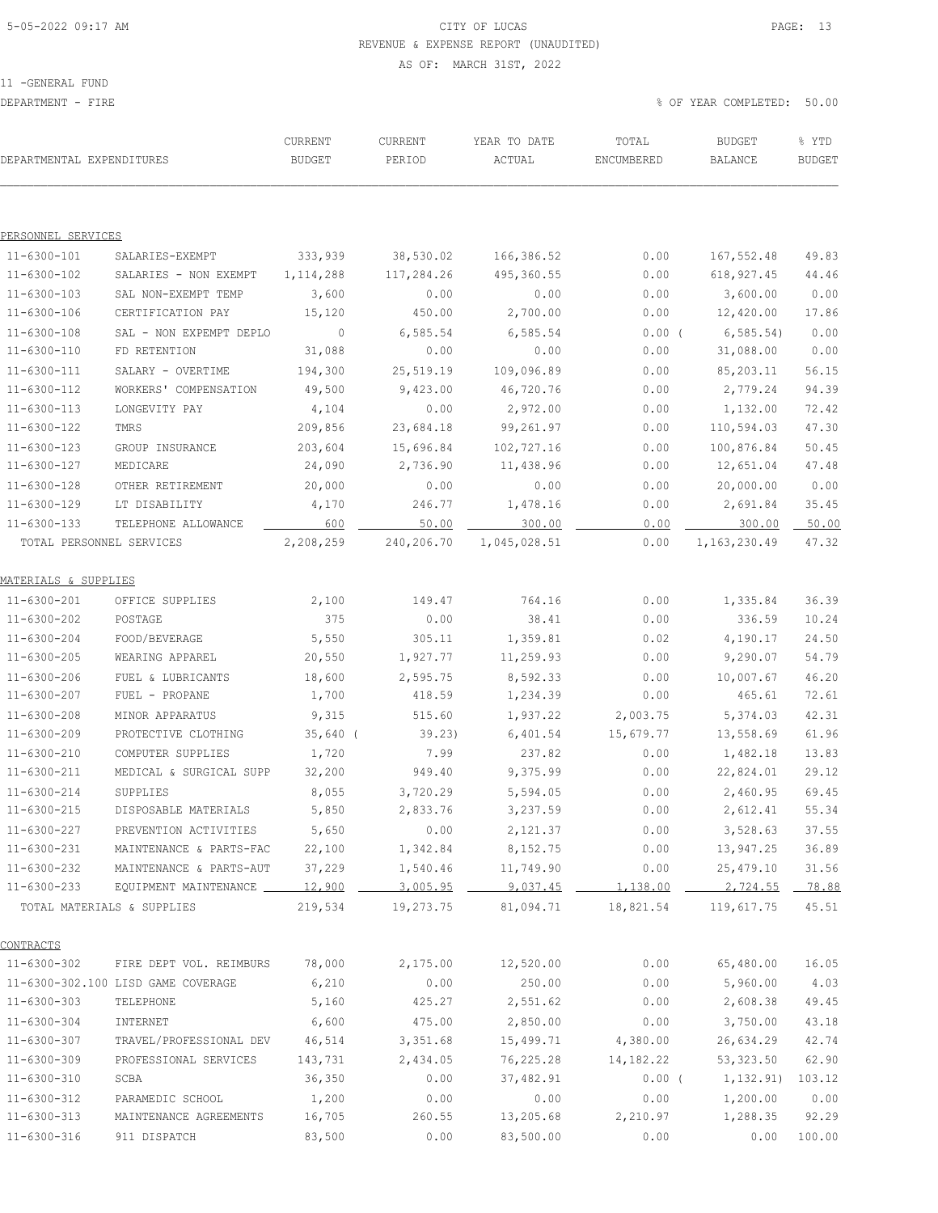CITY OF LUCAS
REVENUE & EXPENSE REPORT (UNAUDITED)
AS OF: MARCH 31ST, 2022

11 -GENERAL FUND
DEPARTMENT - FIRE

% OF YEAR COMPLETED: 50.00

| DEPARTMENTAL EXPENDITURES | | CURRENT BUDGET | CURRENT PERIOD | YEAR TO DATE ACTUAL | TOTAL ENCUMBERED | BUDGET BALANCE | % YTD BUDGET |
|---|---|---|---|---|---|---|---|
| PERSONNEL SERVICES | | | | | | | |
| 11-6300-101 | SALARIES-EXEMPT | 333,939 | 38,530.02 | 166,386.52 | 0.00 | 167,552.48 | 49.83 |
| 11-6300-102 | SALARIES - NON EXEMPT | 1,114,288 | 117,284.26 | 495,360.55 | 0.00 | 618,927.45 | 44.46 |
| 11-6300-103 | SAL NON-EXEMPT TEMP | 3,600 | 0.00 | 0.00 | 0.00 | 3,600.00 | 0.00 |
| 11-6300-106 | CERTIFICATION PAY | 15,120 | 450.00 | 2,700.00 | 0.00 | 12,420.00 | 17.86 |
| 11-6300-108 | SAL - NON EXEPEMPT DEPLO | 0 | 6,585.54 | 6,585.54 | 0.00 | ( 6,585.54) | 0.00 |
| 11-6300-110 | FD RETENTION | 31,088 | 0.00 | 0.00 | 0.00 | 31,088.00 | 0.00 |
| 11-6300-111 | SALARY - OVERTIME | 194,300 | 25,519.19 | 109,096.89 | 0.00 | 85,203.11 | 56.15 |
| 11-6300-112 | WORKERS' COMPENSATION | 49,500 | 9,423.00 | 46,720.76 | 0.00 | 2,779.24 | 94.39 |
| 11-6300-113 | LONGEVITY PAY | 4,104 | 0.00 | 2,972.00 | 0.00 | 1,132.00 | 72.42 |
| 11-6300-122 | TMRS | 209,856 | 23,684.18 | 99,261.97 | 0.00 | 110,594.03 | 47.30 |
| 11-6300-123 | GROUP INSURANCE | 203,604 | 15,696.84 | 102,727.16 | 0.00 | 100,876.84 | 50.45 |
| 11-6300-127 | MEDICARE | 24,090 | 2,736.90 | 11,438.96 | 0.00 | 12,651.04 | 47.48 |
| 11-6300-128 | OTHER RETIREMENT | 20,000 | 0.00 | 0.00 | 0.00 | 20,000.00 | 0.00 |
| 11-6300-129 | LT DISABILITY | 4,170 | 246.77 | 1,478.16 | 0.00 | 2,691.84 | 35.45 |
| 11-6300-133 | TELEPHONE ALLOWANCE | 600 | 50.00 | 300.00 | 0.00 | 300.00 | 50.00 |
| TOTAL PERSONNEL SERVICES | | 2,208,259 | 240,206.70 | 1,045,028.51 | 0.00 | 1,163,230.49 | 47.32 |
| MATERIALS & SUPPLIES | | | | | | | |
| 11-6300-201 | OFFICE SUPPLIES | 2,100 | 149.47 | 764.16 | 0.00 | 1,335.84 | 36.39 |
| 11-6300-202 | POSTAGE | 375 | 0.00 | 38.41 | 0.00 | 336.59 | 10.24 |
| 11-6300-204 | FOOD/BEVERAGE | 5,550 | 305.11 | 1,359.81 | 0.02 | 4,190.17 | 24.50 |
| 11-6300-205 | WEARING APPAREL | 20,550 | 1,927.77 | 11,259.93 | 0.00 | 9,290.07 | 54.79 |
| 11-6300-206 | FUEL & LUBRICANTS | 18,600 | 2,595.75 | 8,592.33 | 0.00 | 10,007.67 | 46.20 |
| 11-6300-207 | FUEL - PROPANE | 1,700 | 418.59 | 1,234.39 | 0.00 | 465.61 | 72.61 |
| 11-6300-208 | MINOR APPARATUS | 9,315 | 515.60 | 1,937.22 | 2,003.75 | 5,374.03 | 42.31 |
| 11-6300-209 | PROTECTIVE CLOTHING | 35,640 | ( 39.23) | 6,401.54 | 15,679.77 | 13,558.69 | 61.96 |
| 11-6300-210 | COMPUTER SUPPLIES | 1,720 | 7.99 | 237.82 | 0.00 | 1,482.18 | 13.83 |
| 11-6300-211 | MEDICAL & SURGICAL SUPP | 32,200 | 949.40 | 9,375.99 | 0.00 | 22,824.01 | 29.12 |
| 11-6300-214 | SUPPLIES | 8,055 | 3,720.29 | 5,594.05 | 0.00 | 2,460.95 | 69.45 |
| 11-6300-215 | DISPOSABLE MATERIALS | 5,850 | 2,833.76 | 3,237.59 | 0.00 | 2,612.41 | 55.34 |
| 11-6300-227 | PREVENTION ACTIVITIES | 5,650 | 0.00 | 2,121.37 | 0.00 | 3,528.63 | 37.55 |
| 11-6300-231 | MAINTENANCE & PARTS-FAC | 22,100 | 1,342.84 | 8,152.75 | 0.00 | 13,947.25 | 36.89 |
| 11-6300-232 | MAINTENANCE & PARTS-AUT | 37,229 | 1,540.46 | 11,749.90 | 0.00 | 25,479.10 | 31.56 |
| 11-6300-233 | EQUIPMENT MAINTENANCE | 12,900 | 3,005.95 | 9,037.45 | 1,138.00 | 2,724.55 | 78.88 |
| TOTAL MATERIALS & SUPPLIES | | 219,534 | 19,273.75 | 81,094.71 | 18,821.54 | 119,617.75 | 45.51 |
| CONTRACTS | | | | | | | |
| 11-6300-302 | FIRE DEPT VOL. REIMBURS | 78,000 | 2,175.00 | 12,520.00 | 0.00 | 65,480.00 | 16.05 |
| 11-6300-302.100 | LISD GAME COVERAGE | 6,210 | 0.00 | 250.00 | 0.00 | 5,960.00 | 4.03 |
| 11-6300-303 | TELEPHONE | 5,160 | 425.27 | 2,551.62 | 0.00 | 2,608.38 | 49.45 |
| 11-6300-304 | INTERNET | 6,600 | 475.00 | 2,850.00 | 0.00 | 3,750.00 | 43.18 |
| 11-6300-307 | TRAVEL/PROFESSIONAL DEV | 46,514 | 3,351.68 | 15,499.71 | 4,380.00 | 26,634.29 | 42.74 |
| 11-6300-309 | PROFESSIONAL SERVICES | 143,731 | 2,434.05 | 76,225.28 | 14,182.22 | 53,323.50 | 62.90 |
| 11-6300-310 | SCBA | 36,350 | 0.00 | 37,482.91 | 0.00 | ( 1,132.91) | 103.12 |
| 11-6300-312 | PARAMEDIC SCHOOL | 1,200 | 0.00 | 0.00 | 0.00 | 1,200.00 | 0.00 |
| 11-6300-313 | MAINTENANCE AGREEMENTS | 16,705 | 260.55 | 13,205.68 | 2,210.97 | 1,288.35 | 92.29 |
| 11-6300-316 | 911 DISPATCH | 83,500 | 0.00 | 83,500.00 | 0.00 | 0.00 | 100.00 |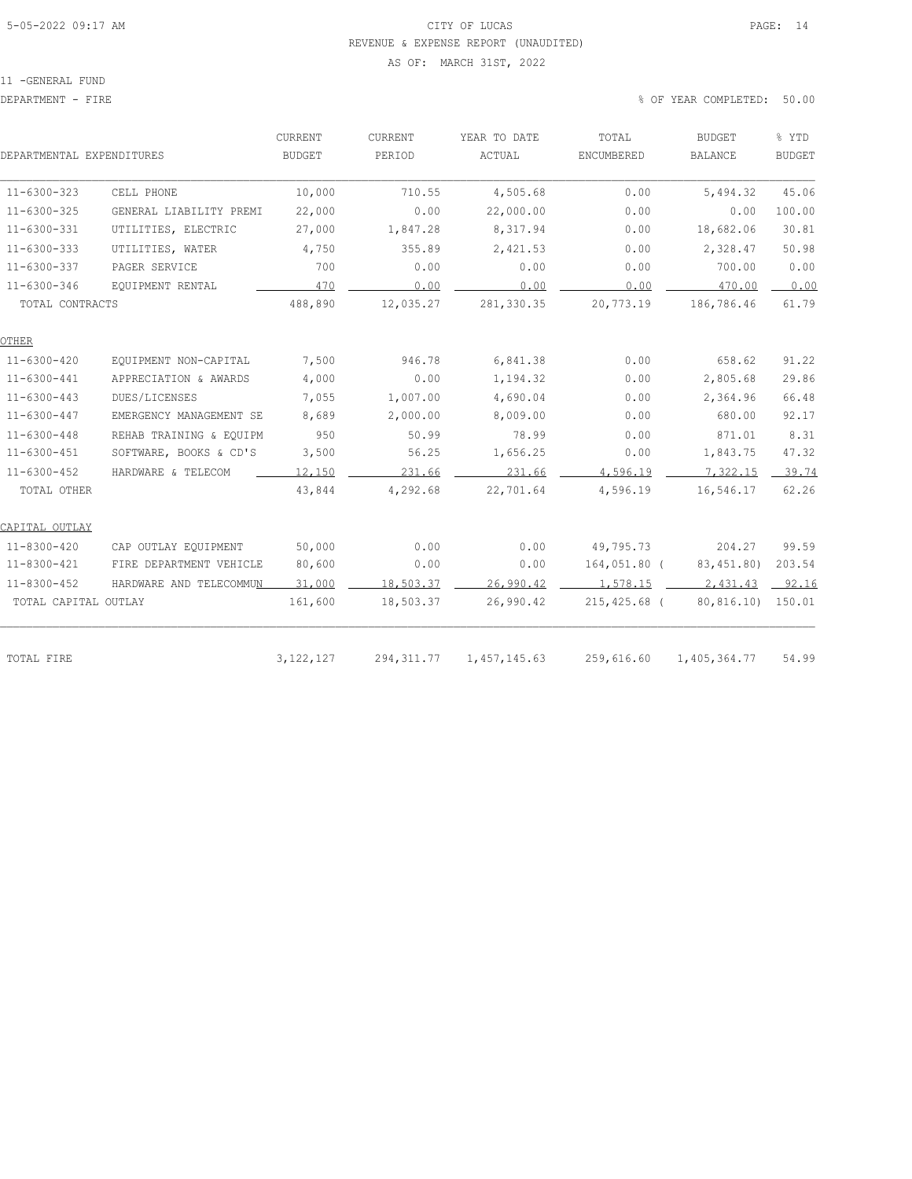CITY OF LUCAS

REVENUE & EXPENSE REPORT (UNAUDITED)

AS OF: MARCH 31ST, 2022

11 -GENERAL FUND

DEPARTMENT - FIRE

% OF YEAR COMPLETED: 50.00

| DEPARTMENTAL EXPENDITURES | | CURRENT BUDGET | CURRENT PERIOD | YEAR TO DATE ACTUAL | TOTAL ENCUMBERED | BUDGET BALANCE | % YTD BUDGET |
|---|---|---|---|---|---|---|---|
| 11-6300-323 | CELL PHONE | 10,000 | 710.55 | 4,505.68 | 0.00 | 5,494.32 | 45.06 |
| 11-6300-325 | GENERAL LIABILITY PREMI | 22,000 | 0.00 | 22,000.00 | 0.00 | 0.00 | 100.00 |
| 11-6300-331 | UTILITIES, ELECTRIC | 27,000 | 1,847.28 | 8,317.94 | 0.00 | 18,682.06 | 30.81 |
| 11-6300-333 | UTILITIES, WATER | 4,750 | 355.89 | 2,421.53 | 0.00 | 2,328.47 | 50.98 |
| 11-6300-337 | PAGER SERVICE | 700 | 0.00 | 0.00 | 0.00 | 700.00 | 0.00 |
| 11-6300-346 | EQUIPMENT RENTAL | 470 | 0.00 | 0.00 | 0.00 | 470.00 | 0.00 |
| TOTAL CONTRACTS | | 488,890 | 12,035.27 | 281,330.35 | 20,773.19 | 186,786.46 | 61.79 |
| OTHER | | | | | | | |
| 11-6300-420 | EQUIPMENT NON-CAPITAL | 7,500 | 946.78 | 6,841.38 | 0.00 | 658.62 | 91.22 |
| 11-6300-441 | APPRECIATION & AWARDS | 4,000 | 0.00 | 1,194.32 | 0.00 | 2,805.68 | 29.86 |
| 11-6300-443 | DUES/LICENSES | 7,055 | 1,007.00 | 4,690.04 | 0.00 | 2,364.96 | 66.48 |
| 11-6300-447 | EMERGENCY MANAGEMENT SE | 8,689 | 2,000.00 | 8,009.00 | 0.00 | 680.00 | 92.17 |
| 11-6300-448 | REHAB TRAINING & EQUIPM | 950 | 50.99 | 78.99 | 0.00 | 871.01 | 8.31 |
| 11-6300-451 | SOFTWARE, BOOKS & CD'S | 3,500 | 56.25 | 1,656.25 | 0.00 | 1,843.75 | 47.32 |
| 11-6300-452 | HARDWARE & TELECOM | 12,150 | 231.66 | 231.66 | 4,596.19 | 7,322.15 | 39.74 |
| TOTAL OTHER | | 43,844 | 4,292.68 | 22,701.64 | 4,596.19 | 16,546.17 | 62.26 |
| CAPITAL OUTLAY | | | | | | | |
| 11-8300-420 | CAP OUTLAY EQUIPMENT | 50,000 | 0.00 | 0.00 | 49,795.73 | 204.27 | 99.59 |
| 11-8300-421 | FIRE DEPARTMENT VEHICLE | 80,600 | 0.00 | 0.00 | 164,051.80 | ( 83,451.80) | 203.54 |
| 11-8300-452 | HARDWARE AND TELECOMMUN | 31,000 | 18,503.37 | 26,990.42 | 1,578.15 | 2,431.43 | 92.16 |
| TOTAL CAPITAL OUTLAY | | 161,600 | 18,503.37 | 26,990.42 | 215,425.68 | ( 80,816.10) | 150.01 |
| TOTAL FIRE | | 3,122,127 | 294,311.77 | 1,457,145.63 | 259,616.60 | 1,405,364.77 | 54.99 |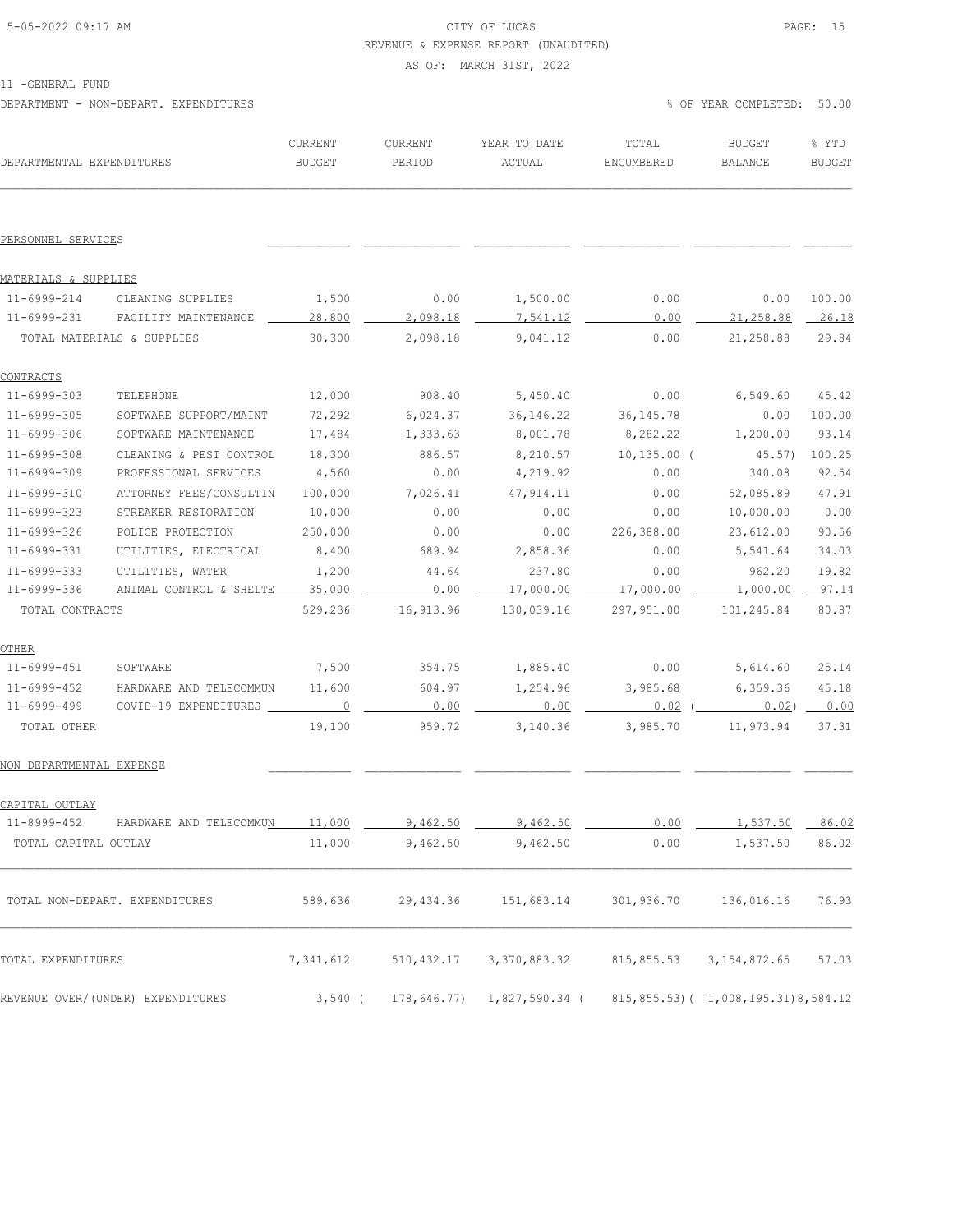CITY OF LUCAS

REVENUE & EXPENSE REPORT (UNAUDITED)

AS OF: MARCH 31ST, 2022

11 -GENERAL FUND

DEPARTMENT - NON-DEPART. EXPENDITURES

% OF YEAR COMPLETED: 50.00

| DEPARTMENTAL EXPENDITURES | | CURRENT BUDGET | CURRENT PERIOD | YEAR TO DATE ACTUAL | TOTAL ENCUMBERED | BUDGET BALANCE | % YTD BUDGET |
|---|---|---|---|---|---|---|---|
| PERSONNEL SERVICES | | | | | | | |
| MATERIALS & SUPPLIES | | | | | | | |
| 11-6999-214 | CLEANING SUPPLIES | 1,500 | 0.00 | 1,500.00 | 0.00 | 0.00 | 100.00 |
| 11-6999-231 | FACILITY MAINTENANCE | 28,800 | 2,098.18 | 7,541.12 | 0.00 | 21,258.88 | 26.18 |
| TOTAL MATERIALS & SUPPLIES | | 30,300 | 2,098.18 | 9,041.12 | 0.00 | 21,258.88 | 29.84 |
| CONTRACTS | | | | | | | |
| 11-6999-303 | TELEPHONE | 12,000 | 908.40 | 5,450.40 | 0.00 | 6,549.60 | 45.42 |
| 11-6999-305 | SOFTWARE SUPPORT/MAINT | 72,292 | 6,024.37 | 36,146.22 | 36,145.78 | 0.00 | 100.00 |
| 11-6999-306 | SOFTWARE MAINTENANCE | 17,484 | 1,333.63 | 8,001.78 | 8,282.22 | 1,200.00 | 93.14 |
| 11-6999-308 | CLEANING & PEST CONTROL | 18,300 | 886.57 | 8,210.57 | 10,135.00 | ( 45.57) | 100.25 |
| 11-6999-309 | PROFESSIONAL SERVICES | 4,560 | 0.00 | 4,219.92 | 0.00 | 340.08 | 92.54 |
| 11-6999-310 | ATTORNEY FEES/CONSULTIN | 100,000 | 7,026.41 | 47,914.11 | 0.00 | 52,085.89 | 47.91 |
| 11-6999-323 | STREAKER RESTORATION | 10,000 | 0.00 | 0.00 | 0.00 | 10,000.00 | 0.00 |
| 11-6999-326 | POLICE PROTECTION | 250,000 | 0.00 | 0.00 | 226,388.00 | 23,612.00 | 90.56 |
| 11-6999-331 | UTILITIES, ELECTRICAL | 8,400 | 689.94 | 2,858.36 | 0.00 | 5,541.64 | 34.03 |
| 11-6999-333 | UTILITIES, WATER | 1,200 | 44.64 | 237.80 | 0.00 | 962.20 | 19.82 |
| 11-6999-336 | ANIMAL CONTROL & SHELTE | 35,000 | 0.00 | 17,000.00 | 17,000.00 | 1,000.00 | 97.14 |
| TOTAL CONTRACTS | | 529,236 | 16,913.96 | 130,039.16 | 297,951.00 | 101,245.84 | 80.87 |
| OTHER | | | | | | | |
| 11-6999-451 | SOFTWARE | 7,500 | 354.75 | 1,885.40 | 0.00 | 5,614.60 | 25.14 |
| 11-6999-452 | HARDWARE AND TELECOMMUN | 11,600 | 604.97 | 1,254.96 | 3,985.68 | 6,359.36 | 45.18 |
| 11-6999-499 | COVID-19 EXPENDITURES | 0 | 0.00 | 0.00 | 0.02 | ( 0.02) | 0.00 |
| TOTAL OTHER | | 19,100 | 959.72 | 3,140.36 | 3,985.70 | 11,973.94 | 37.31 |
| NON DEPARTMENTAL EXPENSE | | | | | | | |
| CAPITAL OUTLAY | | | | | | | |
| 11-8999-452 | HARDWARE AND TELECOMMUN | 11,000 | 9,462.50 | 9,462.50 | 0.00 | 1,537.50 | 86.02 |
| TOTAL CAPITAL OUTLAY | | 11,000 | 9,462.50 | 9,462.50 | 0.00 | 1,537.50 | 86.02 |
| TOTAL NON-DEPART. EXPENDITURES | | 589,636 | 29,434.36 | 151,683.14 | 301,936.70 | 136,016.16 | 76.93 |
| TOTAL EXPENDITURES | | 7,341,612 | 510,432.17 | 3,370,883.32 | 815,855.53 | 3,154,872.65 | 57.03 |
| REVENUE OVER/(UNDER) EXPENDITURES | | 3,540 | ( 178,646.77) | 1,827,590.34 | ( 815,855.53) | ( 1,008,195.31) | 8,584.12 |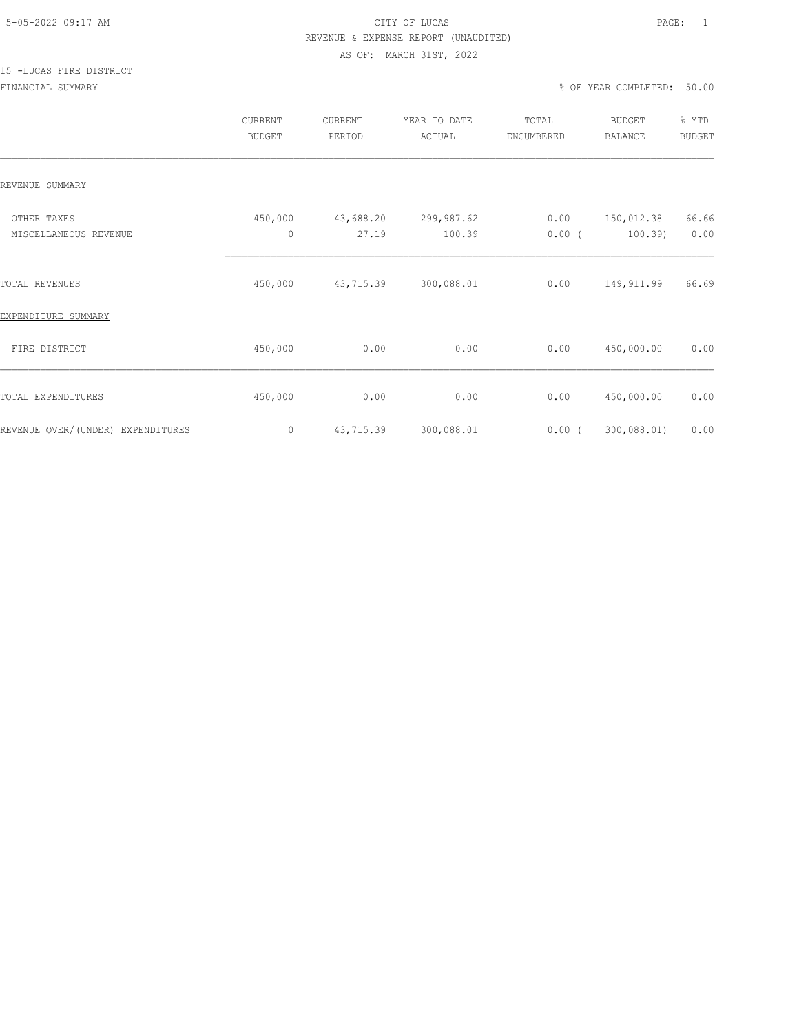CITY OF LUCAS

REVENUE & EXPENSE REPORT (UNAUDITED)

AS OF: MARCH 31ST, 2022

15 -LUCAS FIRE DISTRICT

FINANCIAL SUMMARY

% OF YEAR COMPLETED: 50.00

| | CURRENT BUDGET | CURRENT PERIOD | YEAR TO DATE ACTUAL | TOTAL ENCUMBERED | BUDGET BALANCE | % YTD BUDGET |
|---|---|---|---|---|---|---|
| REVENUE SUMMARY | | | | | | |
| OTHER TAXES | 450,000 | 43,688.20 | 299,987.62 | 0.00 | 150,012.38 | 66.66 |
| MISCELLANEOUS REVENUE | 0 | 27.19 | 100.39 | 0.00 | ( 100.39) | 0.00 |
| TOTAL REVENUES | 450,000 | 43,715.39 | 300,088.01 | 0.00 | 149,911.99 | 66.69 |
| EXPENDITURE SUMMARY | | | | | | |
| FIRE DISTRICT | 450,000 | 0.00 | 0.00 | 0.00 | 450,000.00 | 0.00 |
| TOTAL EXPENDITURES | 450,000 | 0.00 | 0.00 | 0.00 | 450,000.00 | 0.00 |
| REVENUE OVER/(UNDER) EXPENDITURES | 0 | 43,715.39 | 300,088.01 | 0.00 | ( 300,088.01) | 0.00 |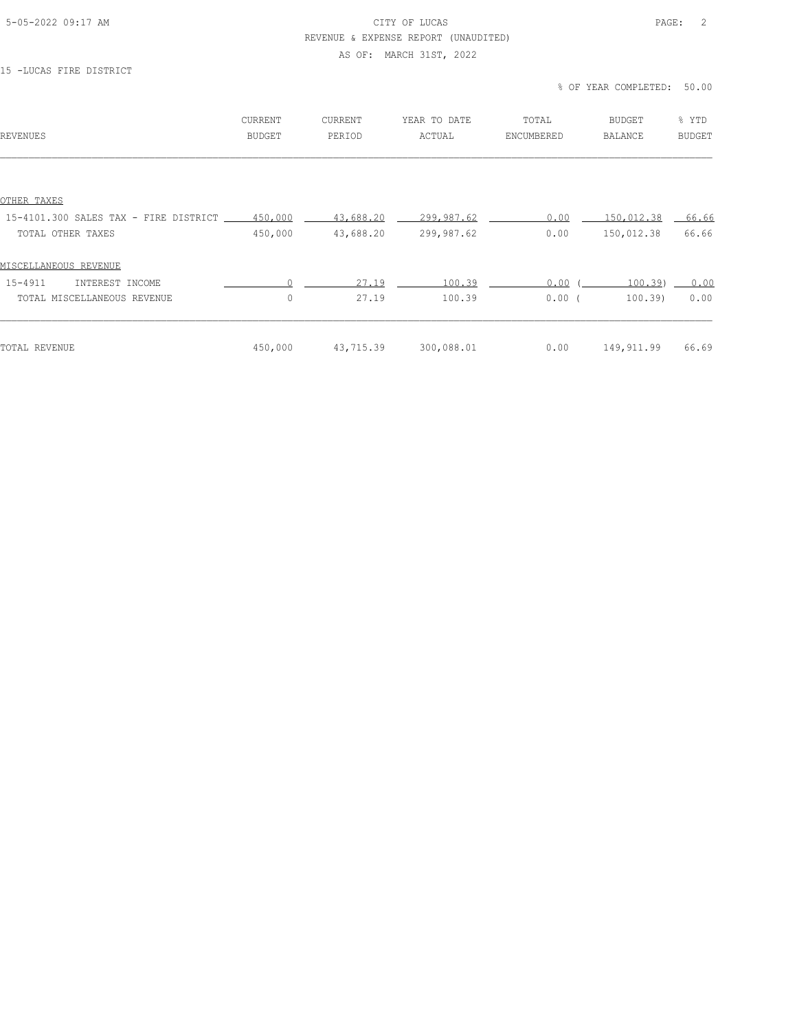CITY OF LUCAS

REVENUE & EXPENSE REPORT (UNAUDITED)

AS OF: MARCH 31ST, 2022

15 -LUCAS FIRE DISTRICT

% OF YEAR COMPLETED: 50.00

| REVENUES | CURRENT BUDGET | CURRENT PERIOD | YEAR TO DATE ACTUAL | TOTAL ENCUMBERED | BUDGET BALANCE | % YTD BUDGET |
|---|---|---|---|---|---|---|
| OTHER TAXES | | | | | | |
| 15-4101.300 SALES TAX - FIRE DISTRICT | 450,000 | 43,688.20 | 299,987.62 | 0.00 | 150,012.38 | 66.66 |
| TOTAL OTHER TAXES | 450,000 | 43,688.20 | 299,987.62 | 0.00 | 150,012.38 | 66.66 |
| MISCELLANEOUS REVENUE | | | | | | |
| 15-4911 INTEREST INCOME | 0 | 27.19 | 100.39 | 0.00 | ( 100.39) | 0.00 |
| TOTAL MISCELLANEOUS REVENUE | 0 | 27.19 | 100.39 | 0.00 | ( 100.39) | 0.00 |
| TOTAL REVENUE | 450,000 | 43,715.39 | 300,088.01 | 0.00 | 149,911.99 | 66.69 |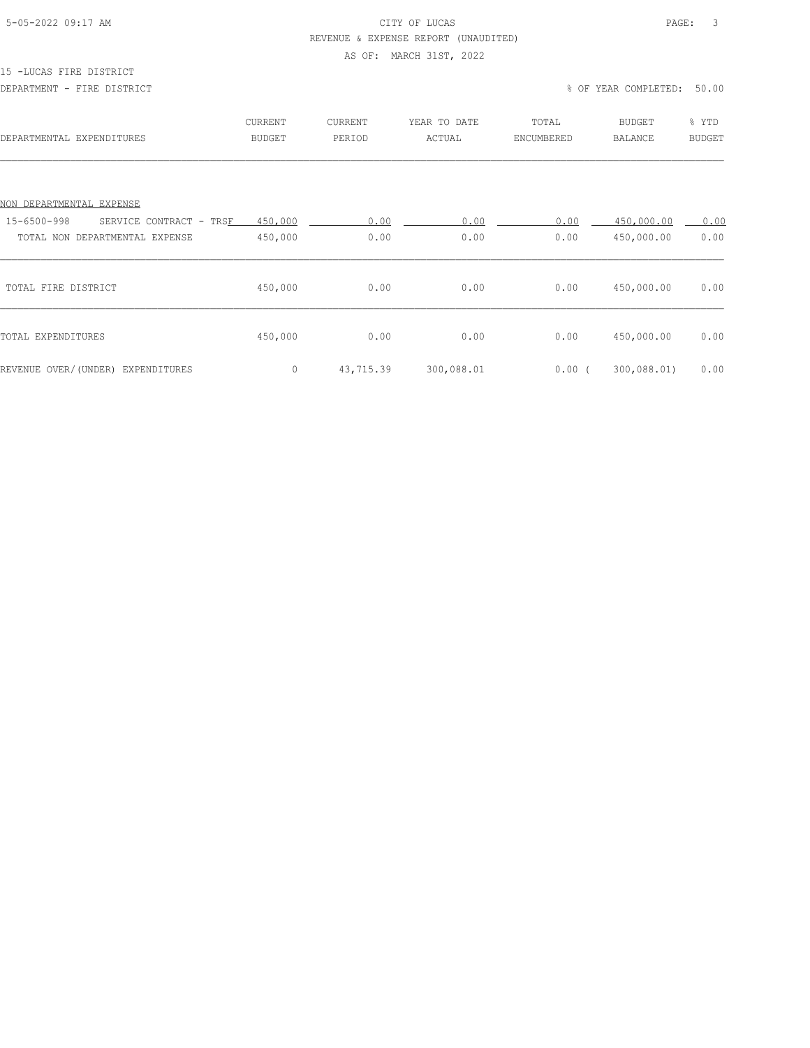CITY OF LUCAS

REVENUE & EXPENSE REPORT (UNAUDITED)

AS OF: MARCH 31ST, 2022

15 -LUCAS FIRE DISTRICT

DEPARTMENT - FIRE DISTRICT

% OF YEAR COMPLETED: 50.00

| DEPARTMENTAL EXPENDITURES | CURRENT BUDGET | CURRENT PERIOD | YEAR TO DATE ACTUAL | TOTAL ENCUMBERED | BUDGET BALANCE | % YTD BUDGET |
|---|---|---|---|---|---|---|
| NON DEPARTMENTAL EXPENSE | | | | | | |
| 15-6500-998 SERVICE CONTRACT - TRSF | 450,000 | 0.00 | 0.00 | 0.00 | 450,000.00 | 0.00 |
| TOTAL NON DEPARTMENTAL EXPENSE | 450,000 | 0.00 | 0.00 | 0.00 | 450,000.00 | 0.00 |
| TOTAL FIRE DISTRICT | 450,000 | 0.00 | 0.00 | 0.00 | 450,000.00 | 0.00 |
| TOTAL EXPENDITURES | 450,000 | 0.00 | 0.00 | 0.00 | 450,000.00 | 0.00 |
| REVENUE OVER/(UNDER) EXPENDITURES | 0 | 43,715.39 | 300,088.01 | 0.00 | ( 300,088.01) | 0.00 |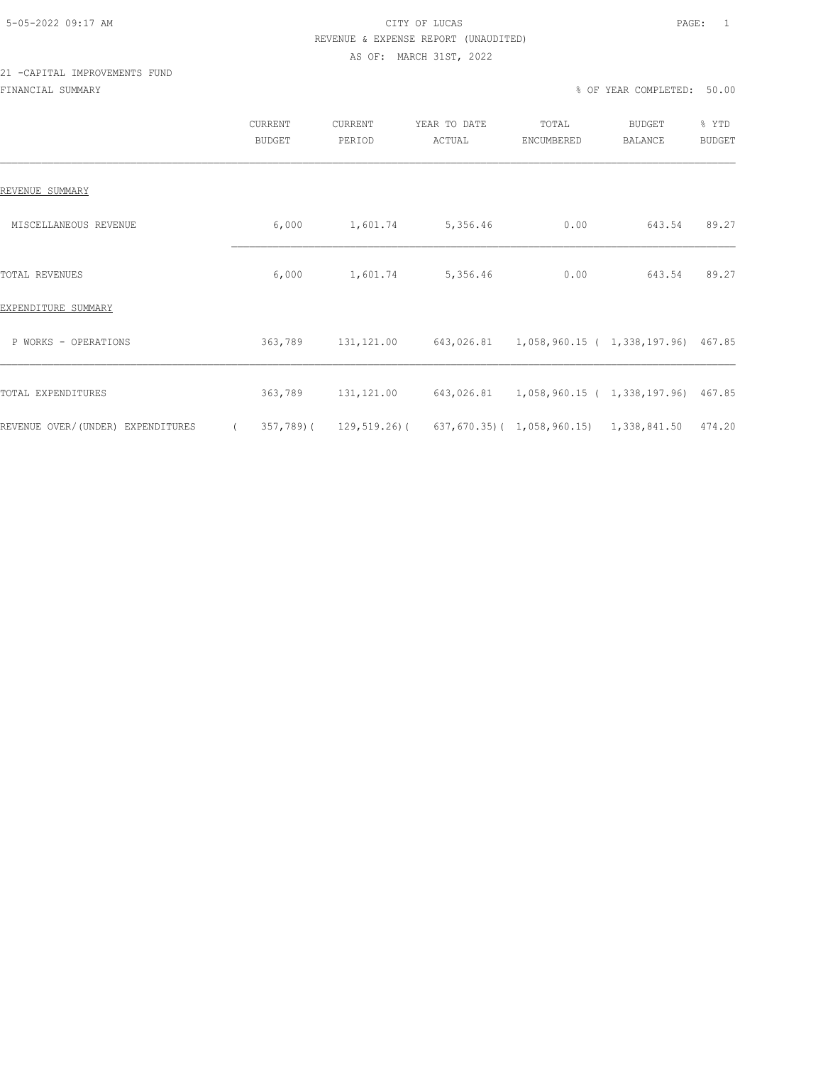CITY OF LUCAS
REVENUE & EXPENSE REPORT (UNAUDITED)
AS OF: MARCH 31ST, 2022

21 -CAPITAL IMPROVEMENTS FUND

FINANCIAL SUMMARY

% OF YEAR COMPLETED: 50.00

| | CURRENT BUDGET | CURRENT PERIOD | YEAR TO DATE ACTUAL | TOTAL ENCUMBERED | BUDGET BALANCE | % YTD BUDGET |
|---|---|---|---|---|---|---|
| REVENUE SUMMARY | | | | | | |
| MISCELLANEOUS REVENUE | 6,000 | 1,601.74 | 5,356.46 | 0.00 | 643.54 | 89.27 |
| TOTAL REVENUES | 6,000 | 1,601.74 | 5,356.46 | 0.00 | 643.54 | 89.27 |
| EXPENDITURE SUMMARY | | | | | | |
| P WORKS - OPERATIONS | 363,789 | 131,121.00 | 643,026.81 | 1,058,960.15 | ( 1,338,197.96) | 467.85 |
| TOTAL EXPENDITURES | 363,789 | 131,121.00 | 643,026.81 | 1,058,960.15 | ( 1,338,197.96) | 467.85 |
| REVENUE OVER/(UNDER) EXPENDITURES | ( 357,789) | ( 129,519.26) | ( 637,670.35) | ( 1,058,960.15) | 1,338,841.50 | 474.20 |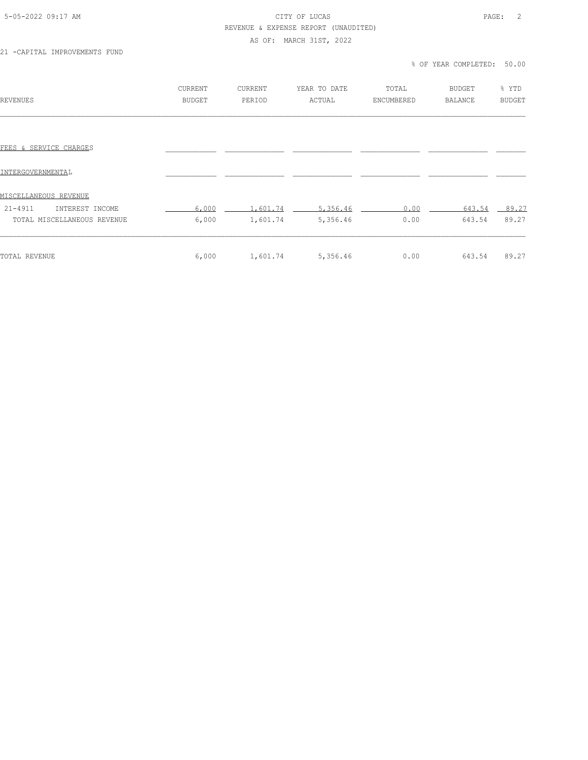CITY OF LUCAS

REVENUE & EXPENSE REPORT (UNAUDITED)

AS OF: MARCH 31ST, 2022

21 -CAPITAL IMPROVEMENTS FUND

% OF YEAR COMPLETED: 50.00

| REVENUES | CURRENT BUDGET | CURRENT PERIOD | YEAR TO DATE ACTUAL | TOTAL ENCUMBERED | BUDGET BALANCE | % YTD BUDGET |
|---|---|---|---|---|---|---|
| FEES & SERVICE CHARGES | | | | | | |
| INTERGOVERNMENTAL | | | | | | |
| MISCELLANEOUS REVENUE | | | | | | |
| 21-4911 INTEREST INCOME | 6,000 | 1,601.74 | 5,356.46 | 0.00 | 643.54 | 89.27 |
| TOTAL MISCELLANEOUS REVENUE | 6,000 | 1,601.74 | 5,356.46 | 0.00 | 643.54 | 89.27 |
| TOTAL REVENUE | 6,000 | 1,601.74 | 5,356.46 | 0.00 | 643.54 | 89.27 |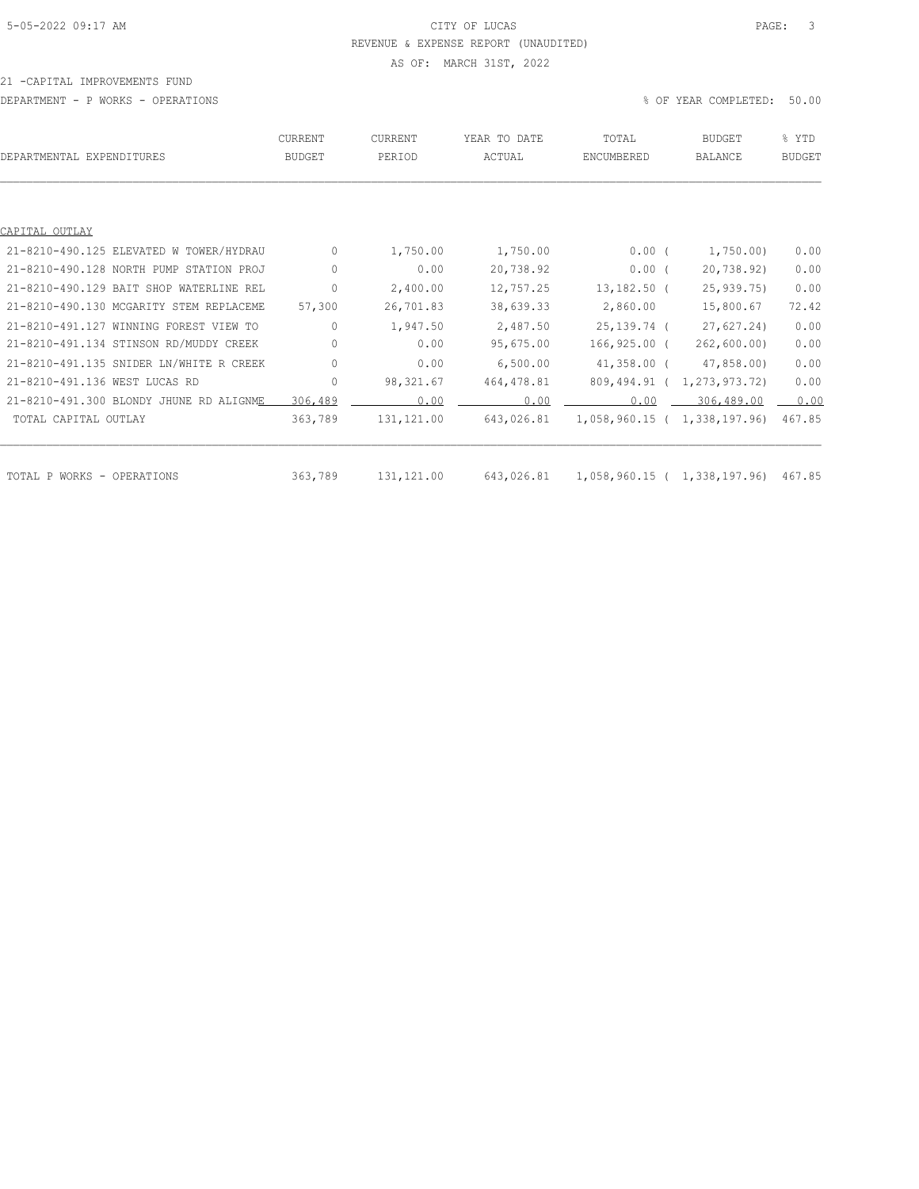REVENUE & EXPENSE REPORT (UNAUDITED)

AS OF: MARCH 31ST, 2022

21 -CAPITAL IMPROVEMENTS FUND

DEPARTMENT - P WORKS - OPERATIONS

% OF YEAR COMPLETED: 50.00

| DEPARTMENTAL EXPENDITURES | CURRENT BUDGET | CURRENT PERIOD | YEAR TO DATE ACTUAL | TOTAL ENCUMBERED | BUDGET BALANCE | % YTD BUDGET |
|---|---|---|---|---|---|---|
| CAPITAL OUTLAY | | | | | | |
| 21-8210-490.125 ELEVATED W TOWER/HYDRAU | 0 | 1,750.00 | 1,750.00 | 0.00 | ( 1,750.00) | 0.00 |
| 21-8210-490.128 NORTH PUMP STATION PROJ | 0 | 0.00 | 20,738.92 | 0.00 | ( 20,738.92) | 0.00 |
| 21-8210-490.129 BAIT SHOP WATERLINE REL | 0 | 2,400.00 | 12,757.25 | 13,182.50 | ( 25,939.75) | 0.00 |
| 21-8210-490.130 MCGARITY STEM REPLACEME | 57,300 | 26,701.83 | 38,639.33 | 2,860.00 | 15,800.67 | 72.42 |
| 21-8210-491.127 WINNING FOREST VIEW TO | 0 | 1,947.50 | 2,487.50 | 25,139.74 | ( 27,627.24) | 0.00 |
| 21-8210-491.134 STINSON RD/MUDDY CREEK | 0 | 0.00 | 95,675.00 | 166,925.00 | ( 262,600.00) | 0.00 |
| 21-8210-491.135 SNIDER LN/WHITE R CREEK | 0 | 0.00 | 6,500.00 | 41,358.00 | ( 47,858.00) | 0.00 |
| 21-8210-491.136 WEST LUCAS RD | 0 | 98,321.67 | 464,478.81 | 809,494.91 | ( 1,273,973.72) | 0.00 |
| 21-8210-491.300 BLONDY JHUNE RD ALIGNME | 306,489 | 0.00 | 0.00 | 0.00 | 306,489.00 | 0.00 |
| TOTAL CAPITAL OUTLAY | 363,789 | 131,121.00 | 643,026.81 | 1,058,960.15 | ( 1,338,197.96) | 467.85 |
| TOTAL P WORKS - OPERATIONS | 363,789 | 131,121.00 | 643,026.81 | 1,058,960.15 | ( 1,338,197.96) | 467.85 |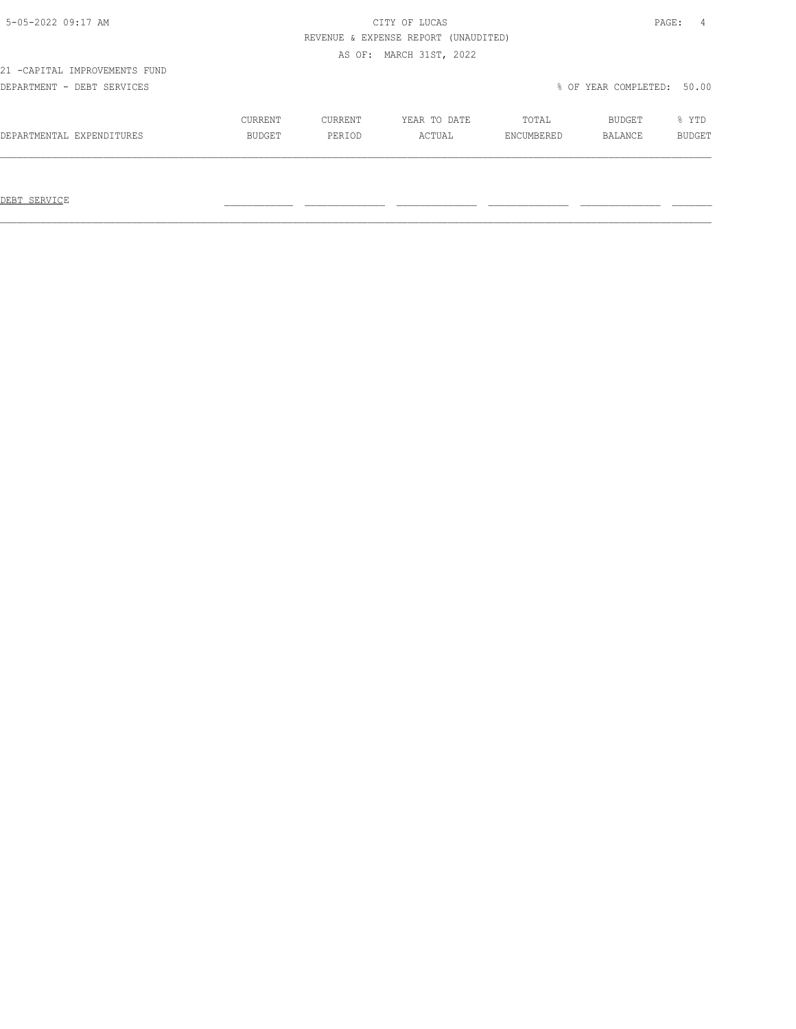CITY OF LUCAS

REVENUE & EXPENSE REPORT (UNAUDITED)

AS OF: MARCH 31ST, 2022

21 -CAPITAL IMPROVEMENTS FUND

DEPARTMENT - DEBT SERVICES

% OF YEAR COMPLETED: 50.00

| DEPARTMENTAL EXPENDITURES | CURRENT BUDGET | CURRENT PERIOD | YEAR TO DATE ACTUAL | TOTAL ENCUMBERED | BUDGET BALANCE | % YTD BUDGET |
|---|---|---|---|---|---|---|
| DEBT SERVICE | | | | | | |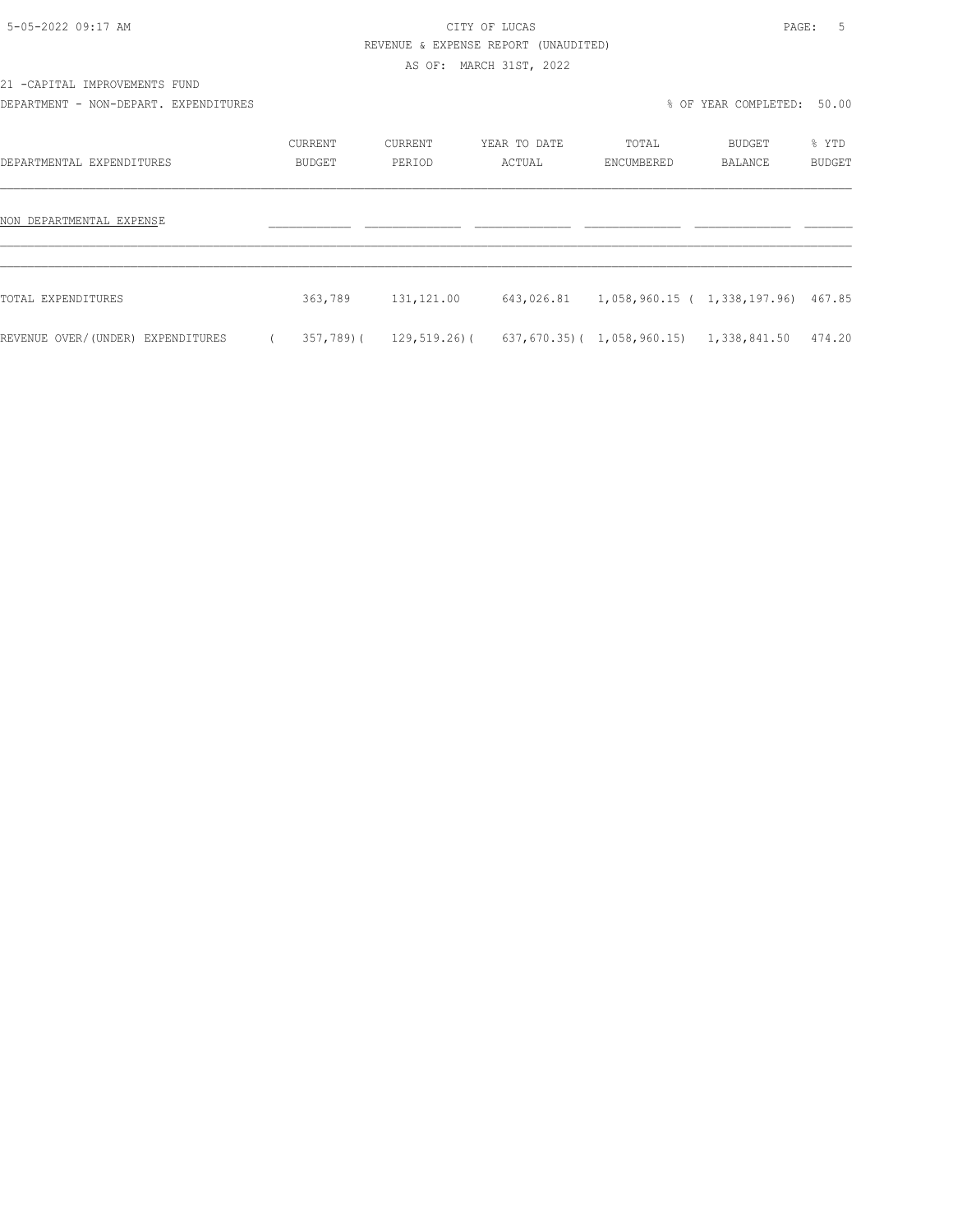CITY OF LUCAS

REVENUE & EXPENSE REPORT (UNAUDITED)

AS OF: MARCH 31ST, 2022

21 -CAPITAL IMPROVEMENTS FUND

DEPARTMENT - NON-DEPART. EXPENDITURES

% OF YEAR COMPLETED: 50.00

| DEPARTMENTAL EXPENDITURES | CURRENT BUDGET | CURRENT PERIOD | YEAR TO DATE ACTUAL | TOTAL ENCUMBERED | BUDGET BALANCE | % YTD BUDGET |
|---|---|---|---|---|---|---|
| NON DEPARTMENTAL EXPENSE | | | | | | |
| TOTAL EXPENDITURES | 363,789 | 131,121.00 | 643,026.81 | 1,058,960.15 | ( 1,338,197.96) | 467.85 |
| REVENUE OVER/(UNDER) EXPENDITURES | ( 357,789) | ( 129,519.26) | ( 637,670.35) | ( 1,058,960.15) | 1,338,841.50 | 474.20 |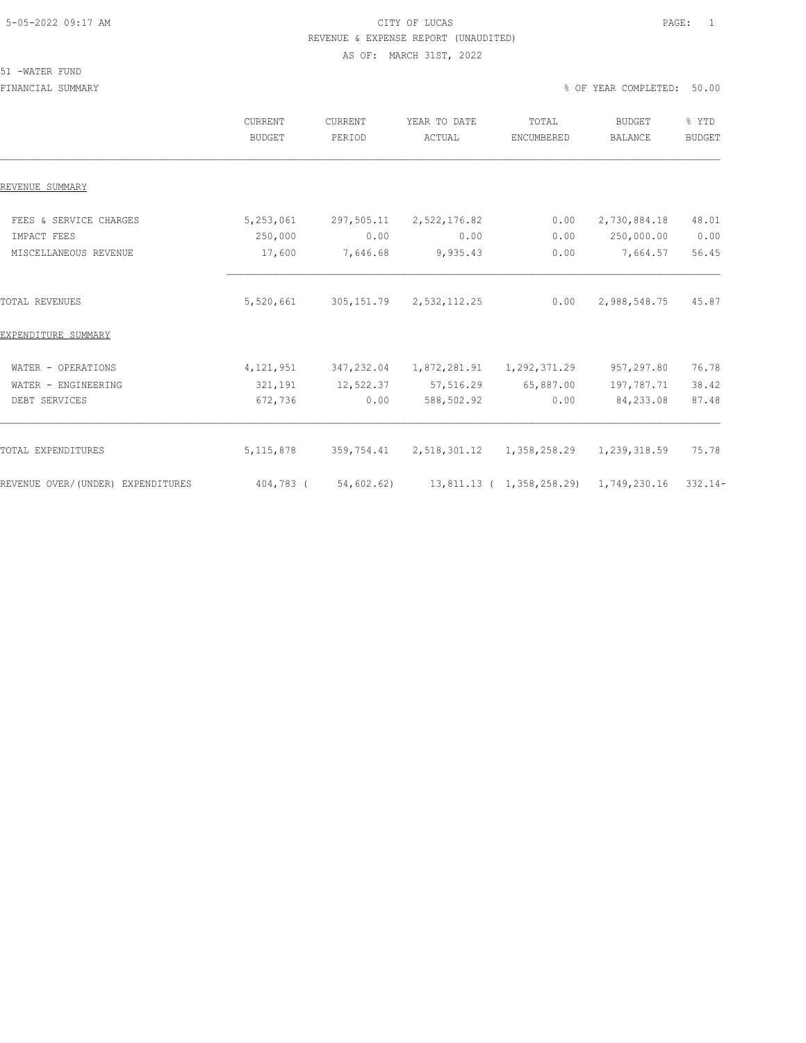# CITY OF LUCAS

## REVENUE & EXPENSE REPORT (UNAUDITED)

AS OF: MARCH 31ST, 2022

51 -WATER FUND

FINANCIAL SUMMARY

% OF YEAR COMPLETED: 50.00

| | CURRENT BUDGET | CURRENT PERIOD | YEAR TO DATE ACTUAL | TOTAL ENCUMBERED | BUDGET BALANCE | % YTD BUDGET |
|---|---|---|---|---|---|---|
| REVENUE SUMMARY | | | | | | |
| FEES & SERVICE CHARGES | 5,253,061 | 297,505.11 | 2,522,176.82 | 0.00 | 2,730,884.18 | 48.01 |
| IMPACT FEES | 250,000 | 0.00 | 0.00 | 0.00 | 250,000.00 | 0.00 |
| MISCELLANEOUS REVENUE | 17,600 | 7,646.68 | 9,935.43 | 0.00 | 7,664.57 | 56.45 |
| TOTAL REVENUES | 5,520,661 | 305,151.79 | 2,532,112.25 | 0.00 | 2,988,548.75 | 45.87 |
| EXPENDITURE SUMMARY | | | | | | |
| WATER - OPERATIONS | 4,121,951 | 347,232.04 | 1,872,281.91 | 1,292,371.29 | 957,297.80 | 76.78 |
| WATER - ENGINEERING | 321,191 | 12,522.37 | 57,516.29 | 65,887.00 | 197,787.71 | 38.42 |
| DEBT SERVICES | 672,736 | 0.00 | 588,502.92 | 0.00 | 84,233.08 | 87.48 |
| TOTAL EXPENDITURES | 5,115,878 | 359,754.41 | 2,518,301.12 | 1,358,258.29 | 1,239,318.59 | 75.78 |
| REVENUE OVER/(UNDER) EXPENDITURES | 404,783 | ( 54,602.62) | 13,811.13 | ( 1,358,258.29) | 1,749,230.16 | 332.14- |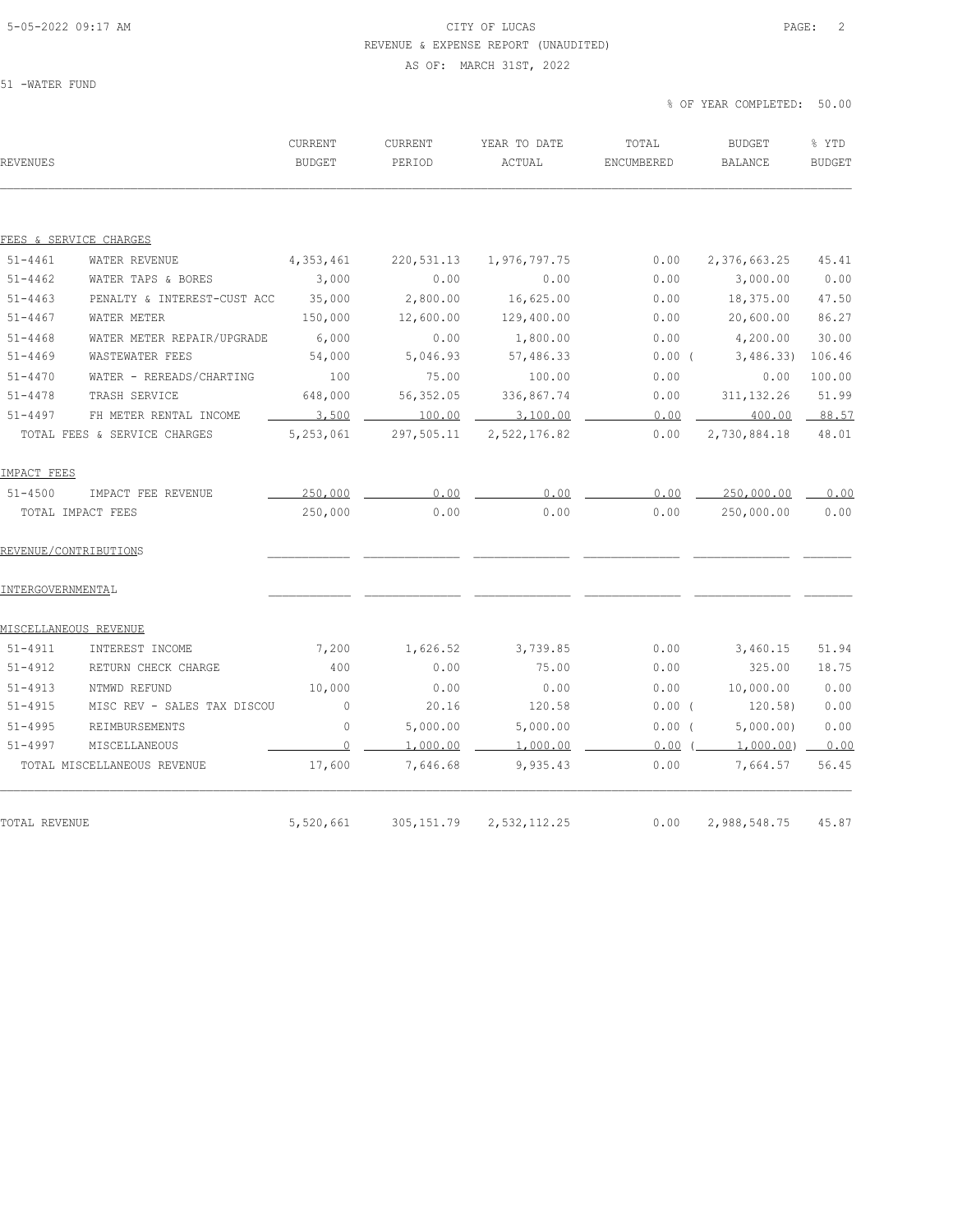CITY OF LUCAS

REVENUE & EXPENSE REPORT (UNAUDITED)

AS OF: MARCH 31ST, 2022

51 -WATER FUND

% OF YEAR COMPLETED: 50.00

| REVENUES | | CURRENT BUDGET | CURRENT PERIOD | YEAR TO DATE ACTUAL | TOTAL ENCUMBERED | BUDGET BALANCE | % YTD BUDGET |
|---|---|---|---|---|---|---|---|
| FEES & SERVICE CHARGES | | | | | | | |
| 51-4461 | WATER REVENUE | 4,353,461 | 220,531.13 | 1,976,797.75 | 0.00 | 2,376,663.25 | 45.41 |
| 51-4462 | WATER TAPS & BORES | 3,000 | 0.00 | 0.00 | 0.00 | 3,000.00 | 0.00 |
| 51-4463 | PENALTY & INTEREST-CUST ACC | 35,000 | 2,800.00 | 16,625.00 | 0.00 | 18,375.00 | 47.50 |
| 51-4467 | WATER METER | 150,000 | 12,600.00 | 129,400.00 | 0.00 | 20,600.00 | 86.27 |
| 51-4468 | WATER METER REPAIR/UPGRADE | 6,000 | 0.00 | 1,800.00 | 0.00 | 4,200.00 | 30.00 |
| 51-4469 | WASTEWATER FEES | 54,000 | 5,046.93 | 57,486.33 | 0.00 | ( 3,486.33) | 106.46 |
| 51-4470 | WATER - REREADS/CHARTING | 100 | 75.00 | 100.00 | 0.00 | 0.00 | 100.00 |
| 51-4478 | TRASH SERVICE | 648,000 | 56,352.05 | 336,867.74 | 0.00 | 311,132.26 | 51.99 |
| 51-4497 | FH METER RENTAL INCOME | 3,500 | 100.00 | 3,100.00 | 0.00 | 400.00 | 88.57 |
| | TOTAL FEES & SERVICE CHARGES | 5,253,061 | 297,505.11 | 2,522,176.82 | 0.00 | 2,730,884.18 | 48.01 |
| IMPACT FEES | | | | | | | |
| 51-4500 | IMPACT FEE REVENUE | 250,000 | 0.00 | 0.00 | 0.00 | 250,000.00 | 0.00 |
| | TOTAL IMPACT FEES | 250,000 | 0.00 | 0.00 | 0.00 | 250,000.00 | 0.00 |
| REVENUE/CONTRIBUTIONS | | | | | | | |
| INTERGOVERNMENTAL | | | | | | | |
| MISCELLANEOUS REVENUE | | | | | | | |
| 51-4911 | INTEREST INCOME | 7,200 | 1,626.52 | 3,739.85 | 0.00 | 3,460.15 | 51.94 |
| 51-4912 | RETURN CHECK CHARGE | 400 | 0.00 | 75.00 | 0.00 | 325.00 | 18.75 |
| 51-4913 | NTMWD REFUND | 10,000 | 0.00 | 0.00 | 0.00 | 10,000.00 | 0.00 |
| 51-4915 | MISC REV - SALES TAX DISCOU | 0 | 20.16 | 120.58 | 0.00 | ( 120.58) | 0.00 |
| 51-4995 | REIMBURSEMENTS | 0 | 5,000.00 | 5,000.00 | 0.00 | ( 5,000.00) | 0.00 |
| 51-4997 | MISCELLANEOUS | 0 | 1,000.00 | 1,000.00 | 0.00 | ( 1,000.00) | 0.00 |
| | TOTAL MISCELLANEOUS REVENUE | 17,600 | 7,646.68 | 9,935.43 | 0.00 | 7,664.57 | 56.45 |
| TOTAL REVENUE | | 5,520,661 | 305,151.79 | 2,532,112.25 | 0.00 | 2,988,548.75 | 45.87 |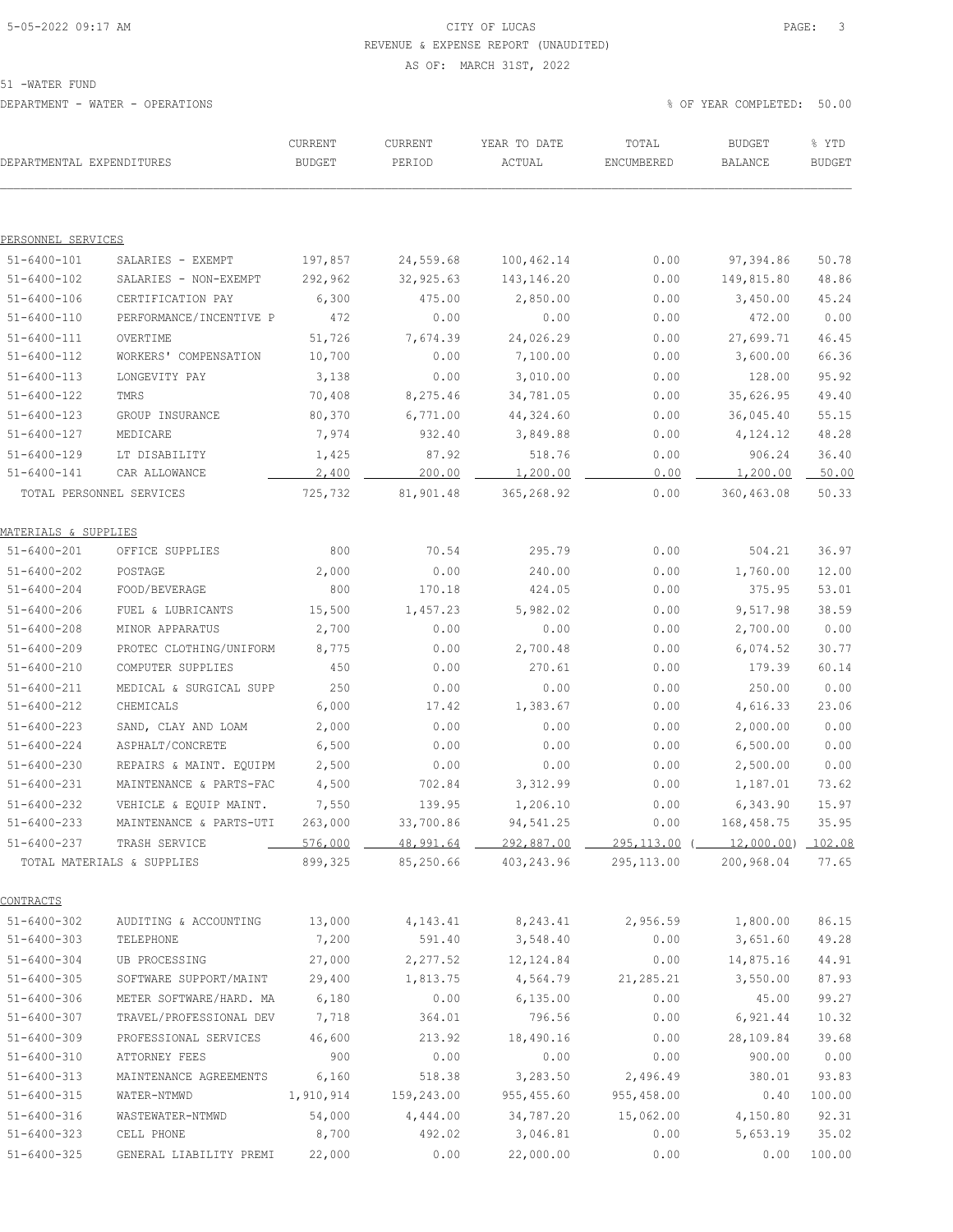# CITY OF LUCAS

REVENUE & EXPENSE REPORT (UNAUDITED)

AS OF: MARCH 31ST, 2022

51 -WATER FUND

DEPARTMENT - WATER - OPERATIONS

% OF YEAR COMPLETED: 50.00

| DEPARTMENTAL EXPENDITURES | | CURRENT BUDGET | CURRENT PERIOD | YEAR TO DATE ACTUAL | TOTAL ENCUMBERED | BUDGET BALANCE | % YTD BUDGET |
|---|---|---|---|---|---|---|---|
| PERSONNEL SERVICES | | | | | | | |
| 51-6400-101 | SALARIES - EXEMPT | 197,857 | 24,559.68 | 100,462.14 | 0.00 | 97,394.86 | 50.78 |
| 51-6400-102 | SALARIES - NON-EXEMPT | 292,962 | 32,925.63 | 143,146.20 | 0.00 | 149,815.80 | 48.86 |
| 51-6400-106 | CERTIFICATION PAY | 6,300 | 475.00 | 2,850.00 | 0.00 | 3,450.00 | 45.24 |
| 51-6400-110 | PERFORMANCE/INCENTIVE P | 472 | 0.00 | 0.00 | 0.00 | 472.00 | 0.00 |
| 51-6400-111 | OVERTIME | 51,726 | 7,674.39 | 24,026.29 | 0.00 | 27,699.71 | 46.45 |
| 51-6400-112 | WORKERS' COMPENSATION | 10,700 | 0.00 | 7,100.00 | 0.00 | 3,600.00 | 66.36 |
| 51-6400-113 | LONGEVITY PAY | 3,138 | 0.00 | 3,010.00 | 0.00 | 128.00 | 95.92 |
| 51-6400-122 | TMRS | 70,408 | 8,275.46 | 34,781.05 | 0.00 | 35,626.95 | 49.40 |
| 51-6400-123 | GROUP INSURANCE | 80,370 | 6,771.00 | 44,324.60 | 0.00 | 36,045.40 | 55.15 |
| 51-6400-127 | MEDICARE | 7,974 | 932.40 | 3,849.88 | 0.00 | 4,124.12 | 48.28 |
| 51-6400-129 | LT DISABILITY | 1,425 | 87.92 | 518.76 | 0.00 | 906.24 | 36.40 |
| 51-6400-141 | CAR ALLOWANCE | 2,400 | 200.00 | 1,200.00 | 0.00 | 1,200.00 | 50.00 |
| TOTAL PERSONNEL SERVICES | | 725,732 | 81,901.48 | 365,268.92 | 0.00 | 360,463.08 | 50.33 |
| MATERIALS & SUPPLIES | | | | | | | |
| 51-6400-201 | OFFICE SUPPLIES | 800 | 70.54 | 295.79 | 0.00 | 504.21 | 36.97 |
| 51-6400-202 | POSTAGE | 2,000 | 0.00 | 240.00 | 0.00 | 1,760.00 | 12.00 |
| 51-6400-204 | FOOD/BEVERAGE | 800 | 170.18 | 424.05 | 0.00 | 375.95 | 53.01 |
| 51-6400-206 | FUEL & LUBRICANTS | 15,500 | 1,457.23 | 5,982.02 | 0.00 | 9,517.98 | 38.59 |
| 51-6400-208 | MINOR APPARATUS | 2,700 | 0.00 | 0.00 | 0.00 | 2,700.00 | 0.00 |
| 51-6400-209 | PROTEC CLOTHING/UNIFORM | 8,775 | 0.00 | 2,700.48 | 0.00 | 6,074.52 | 30.77 |
| 51-6400-210 | COMPUTER SUPPLIES | 450 | 0.00 | 270.61 | 0.00 | 179.39 | 60.14 |
| 51-6400-211 | MEDICAL & SURGICAL SUPP | 250 | 0.00 | 0.00 | 0.00 | 250.00 | 0.00 |
| 51-6400-212 | CHEMICALS | 6,000 | 17.42 | 1,383.67 | 0.00 | 4,616.33 | 23.06 |
| 51-6400-223 | SAND, CLAY AND LOAM | 2,000 | 0.00 | 0.00 | 0.00 | 2,000.00 | 0.00 |
| 51-6400-224 | ASPHALT/CONCRETE | 6,500 | 0.00 | 0.00 | 0.00 | 6,500.00 | 0.00 |
| 51-6400-230 | REPAIRS & MAINT. EQUIPM | 2,500 | 0.00 | 0.00 | 0.00 | 2,500.00 | 0.00 |
| 51-6400-231 | MAINTENANCE & PARTS-FAC | 4,500 | 702.84 | 3,312.99 | 0.00 | 1,187.01 | 73.62 |
| 51-6400-232 | VEHICLE & EQUIP MAINT. | 7,550 | 139.95 | 1,206.10 | 0.00 | 6,343.90 | 15.97 |
| 51-6400-233 | MAINTENANCE & PARTS-UTI | 263,000 | 33,700.86 | 94,541.25 | 0.00 | 168,458.75 | 35.95 |
| 51-6400-237 | TRASH SERVICE | 576,000 | 48,991.64 | 292,887.00 | 295,113.00 | ( 12,000.00) | 102.08 |
| TOTAL MATERIALS & SUPPLIES | | 899,325 | 85,250.66 | 403,243.96 | 295,113.00 | 200,968.04 | 77.65 |
| CONTRACTS | | | | | | | |
| 51-6400-302 | AUDITING & ACCOUNTING | 13,000 | 4,143.41 | 8,243.41 | 2,956.59 | 1,800.00 | 86.15 |
| 51-6400-303 | TELEPHONE | 7,200 | 591.40 | 3,548.40 | 0.00 | 3,651.60 | 49.28 |
| 51-6400-304 | UB PROCESSING | 27,000 | 2,277.52 | 12,124.84 | 0.00 | 14,875.16 | 44.91 |
| 51-6400-305 | SOFTWARE SUPPORT/MAINT | 29,400 | 1,813.75 | 4,564.79 | 21,285.21 | 3,550.00 | 87.93 |
| 51-6400-306 | METER SOFTWARE/HARD. MA | 6,180 | 0.00 | 6,135.00 | 0.00 | 45.00 | 99.27 |
| 51-6400-307 | TRAVEL/PROFESSIONAL DEV | 7,718 | 364.01 | 796.56 | 0.00 | 6,921.44 | 10.32 |
| 51-6400-309 | PROFESSIONAL SERVICES | 46,600 | 213.92 | 18,490.16 | 0.00 | 28,109.84 | 39.68 |
| 51-6400-310 | ATTORNEY FEES | 900 | 0.00 | 0.00 | 0.00 | 900.00 | 0.00 |
| 51-6400-313 | MAINTENANCE AGREEMENTS | 6,160 | 518.38 | 3,283.50 | 2,496.49 | 380.01 | 93.83 |
| 51-6400-315 | WATER-NTMWD | 1,910,914 | 159,243.00 | 955,455.60 | 955,458.00 | 0.40 | 100.00 |
| 51-6400-316 | WASTEWATER-NTMWD | 54,000 | 4,444.00 | 34,787.20 | 15,062.00 | 4,150.80 | 92.31 |
| 51-6400-323 | CELL PHONE | 8,700 | 492.02 | 3,046.81 | 0.00 | 5,653.19 | 35.02 |
| 51-6400-325 | GENERAL LIABILITY PREMI | 22,000 | 0.00 | 22,000.00 | 0.00 | 0.00 | 100.00 |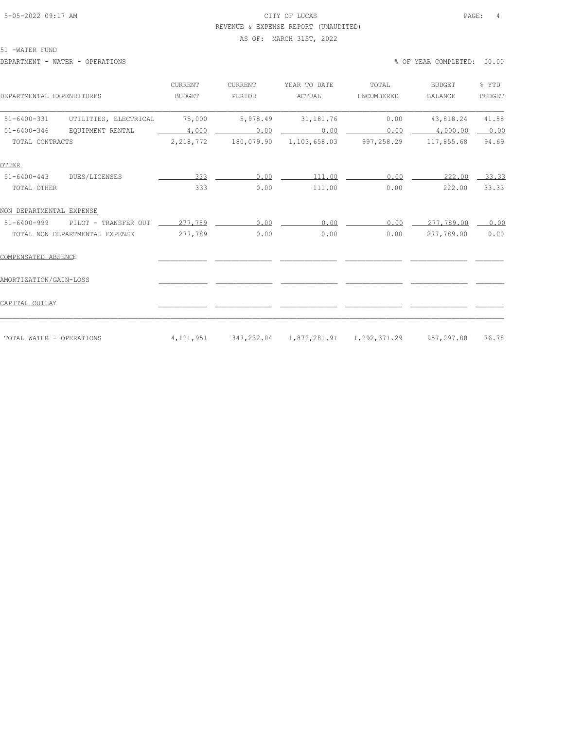REVENUE & EXPENSE REPORT (UNAUDITED)

AS OF: MARCH 31ST, 2022

51 -WATER FUND

DEPARTMENT - WATER - OPERATIONS

% OF YEAR COMPLETED: 50.00

| DEPARTMENTAL EXPENDITURES | | CURRENT BUDGET | CURRENT PERIOD | YEAR TO DATE ACTUAL | TOTAL ENCUMBERED | BUDGET BALANCE | % YTD BUDGET |
|---|---|---|---|---|---|---|---|
| 51-6400-331 | UTILITIES, ELECTRICAL | 75,000 | 5,978.49 | 31,181.76 | 0.00 | 43,818.24 | 41.58 |
| 51-6400-346 | EQUIPMENT RENTAL | 4,000 | 0.00 | 0.00 | 0.00 | 4,000.00 | 0.00 |
| TOTAL CONTRACTS | | 2,218,772 | 180,079.90 | 1,103,658.03 | 997,258.29 | 117,855.68 | 94.69 |
| OTHER | | | | | | | |
| 51-6400-443 | DUES/LICENSES | 333 | 0.00 | 111.00 | 0.00 | 222.00 | 33.33 |
| TOTAL OTHER | | 333 | 0.00 | 111.00 | 0.00 | 222.00 | 33.33 |
| NON DEPARTMENTAL EXPENSE | | | | | | | |
| 51-6400-999 | PILOT - TRANSFER OUT | 277,789 | 0.00 | 0.00 | 0.00 | 277,789.00 | 0.00 |
| TOTAL NON DEPARTMENTAL EXPENSE | | 277,789 | 0.00 | 0.00 | 0.00 | 277,789.00 | 0.00 |
| COMPENSATED ABSENCE | | | | | | | |
| AMORTIZATION/GAIN-LOSS | | | | | | | |
| CAPITAL OUTLAY | | | | | | | |
| TOTAL WATER - OPERATIONS | | 4,121,951 | 347,232.04 | 1,872,281.91 | 1,292,371.29 | 957,297.80 | 76.78 |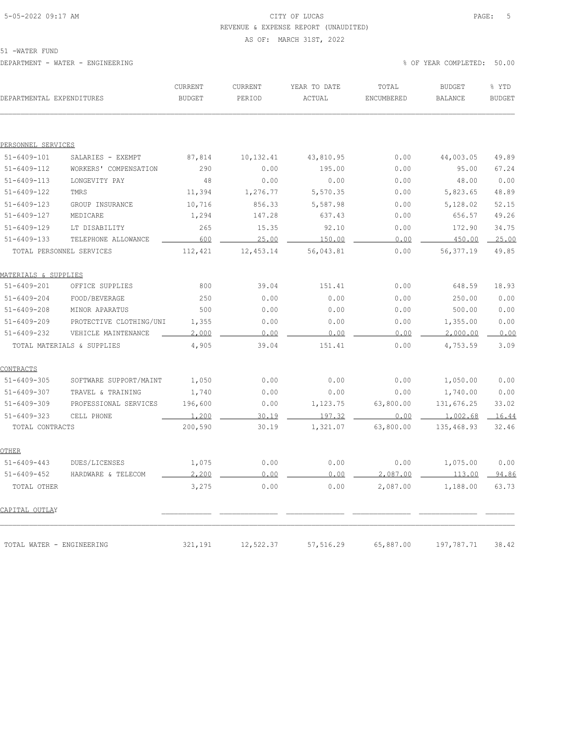CITY OF LUCAS

REVENUE & EXPENSE REPORT (UNAUDITED)

AS OF: MARCH 31ST, 2022

51 -WATER FUND

DEPARTMENT - WATER - ENGINEERING

% OF YEAR COMPLETED: 50.00

| DEPARTMENTAL EXPENDITURES | | CURRENT BUDGET | CURRENT PERIOD | YEAR TO DATE ACTUAL | TOTAL ENCUMBERED | BUDGET BALANCE | % YTD BUDGET |
|---|---|---|---|---|---|---|---|
| PERSONNEL SERVICES | | | | | | | |
| 51-6409-101 | SALARIES - EXEMPT | 87,814 | 10,132.41 | 43,810.95 | 0.00 | 44,003.05 | 49.89 |
| 51-6409-112 | WORKERS' COMPENSATION | 290 | 0.00 | 195.00 | 0.00 | 95.00 | 67.24 |
| 51-6409-113 | LONGEVITY PAY | 48 | 0.00 | 0.00 | 0.00 | 48.00 | 0.00 |
| 51-6409-122 | TMRS | 11,394 | 1,276.77 | 5,570.35 | 0.00 | 5,823.65 | 48.89 |
| 51-6409-123 | GROUP INSURANCE | 10,716 | 856.33 | 5,587.98 | 0.00 | 5,128.02 | 52.15 |
| 51-6409-127 | MEDICARE | 1,294 | 147.28 | 637.43 | 0.00 | 656.57 | 49.26 |
| 51-6409-129 | LT DISABILITY | 265 | 15.35 | 92.10 | 0.00 | 172.90 | 34.75 |
| 51-6409-133 | TELEPHONE ALLOWANCE | 600 | 25.00 | 150.00 | 0.00 | 450.00 | 25.00 |
| TOTAL PERSONNEL SERVICES | | 112,421 | 12,453.14 | 56,043.81 | 0.00 | 56,377.19 | 49.85 |
| MATERIALS & SUPPLIES | | | | | | | |
| 51-6409-201 | OFFICE SUPPLIES | 800 | 39.04 | 151.41 | 0.00 | 648.59 | 18.93 |
| 51-6409-204 | FOOD/BEVERAGE | 250 | 0.00 | 0.00 | 0.00 | 250.00 | 0.00 |
| 51-6409-208 | MINOR APARATUS | 500 | 0.00 | 0.00 | 0.00 | 500.00 | 0.00 |
| 51-6409-209 | PROTECTIVE CLOTHING/UNI | 1,355 | 0.00 | 0.00 | 0.00 | 1,355.00 | 0.00 |
| 51-6409-232 | VEHICLE MAINTENANCE | 2,000 | 0.00 | 0.00 | 0.00 | 2,000.00 | 0.00 |
| TOTAL MATERIALS & SUPPLIES | | 4,905 | 39.04 | 151.41 | 0.00 | 4,753.59 | 3.09 |
| CONTRACTS | | | | | | | |
| 51-6409-305 | SOFTWARE SUPPORT/MAINT | 1,050 | 0.00 | 0.00 | 0.00 | 1,050.00 | 0.00 |
| 51-6409-307 | TRAVEL & TRAINING | 1,740 | 0.00 | 0.00 | 0.00 | 1,740.00 | 0.00 |
| 51-6409-309 | PROFESSIONAL SERVICES | 196,600 | 0.00 | 1,123.75 | 63,800.00 | 131,676.25 | 33.02 |
| 51-6409-323 | CELL PHONE | 1,200 | 30.19 | 197.32 | 0.00 | 1,002.68 | 16.44 |
| TOTAL CONTRACTS | | 200,590 | 30.19 | 1,321.07 | 63,800.00 | 135,468.93 | 32.46 |
| OTHER | | | | | | | |
| 51-6409-443 | DUES/LICENSES | 1,075 | 0.00 | 0.00 | 0.00 | 1,075.00 | 0.00 |
| 51-6409-452 | HARDWARE & TELECOM | 2,200 | 0.00 | 0.00 | 2,087.00 | 113.00 | 94.86 |
| TOTAL OTHER | | 3,275 | 0.00 | 0.00 | 2,087.00 | 1,188.00 | 63.73 |
| CAPITAL OUTLAY | | | | | | | |
| TOTAL WATER - ENGINEERING | | 321,191 | 12,522.37 | 57,516.29 | 65,887.00 | 197,787.71 | 38.42 |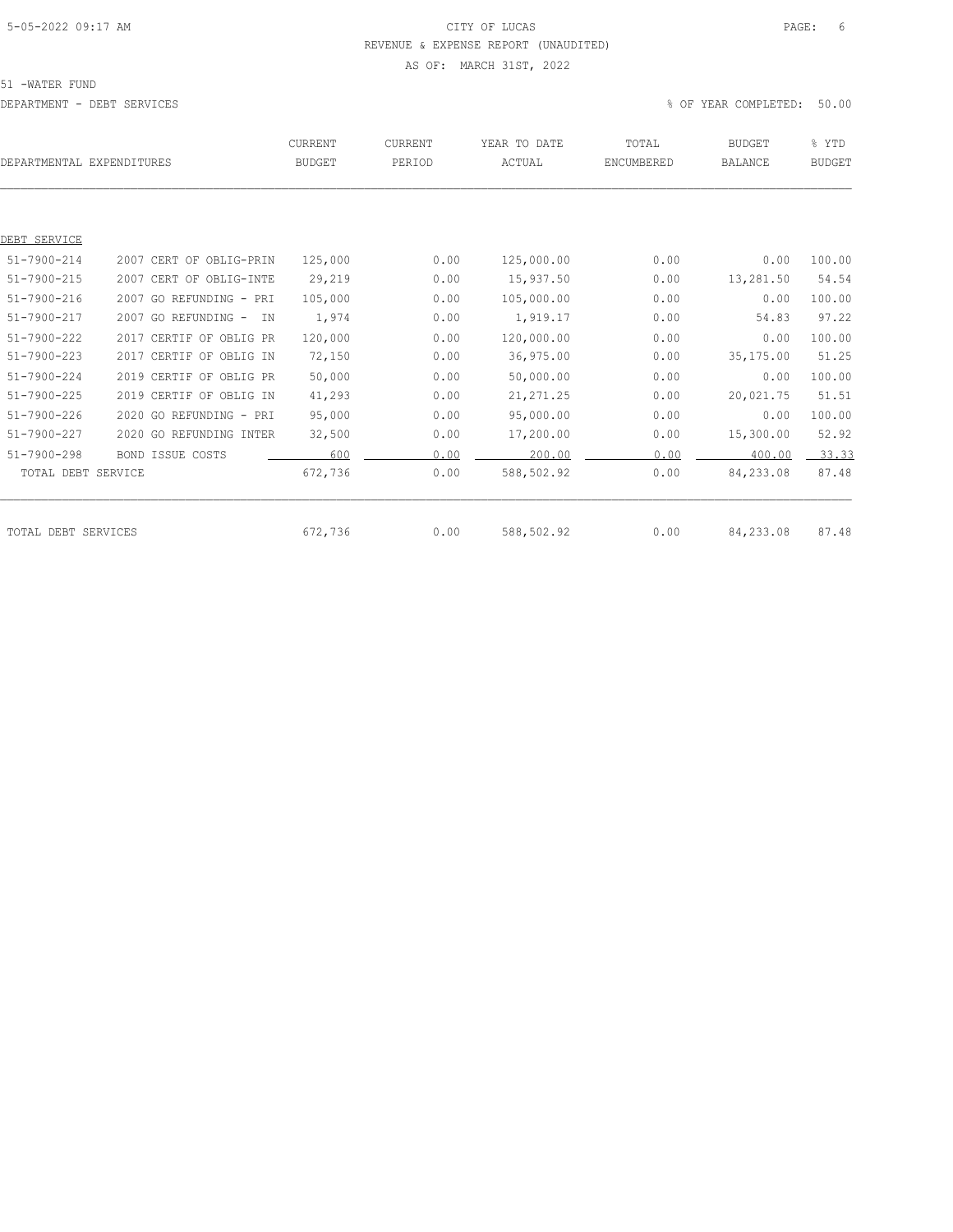51 -WATER FUND

DEPARTMENT - DEBT SERVICES

% OF YEAR COMPLETED: 50.00

| DEPARTMENTAL EXPENDITURES | | CURRENT BUDGET | CURRENT PERIOD | YEAR TO DATE ACTUAL | TOTAL ENCUMBERED | BUDGET BALANCE | % YTD BUDGET |
|---|---|---|---|---|---|---|---|
| DEBT SERVICE | | | | | | | |
| 51-7900-214 | 2007 CERT OF OBLIG-PRIN | 125,000 | 0.00 | 125,000.00 | 0.00 | 0.00 | 100.00 |
| 51-7900-215 | 2007 CERT OF OBLIG-INTE | 29,219 | 0.00 | 15,937.50 | 0.00 | 13,281.50 | 54.54 |
| 51-7900-216 | 2007 GO REFUNDING - PRI | 105,000 | 0.00 | 105,000.00 | 0.00 | 0.00 | 100.00 |
| 51-7900-217 | 2007 GO REFUNDING - IN | 1,974 | 0.00 | 1,919.17 | 0.00 | 54.83 | 97.22 |
| 51-7900-222 | 2017 CERTIF OF OBLIG PR | 120,000 | 0.00 | 120,000.00 | 0.00 | 0.00 | 100.00 |
| 51-7900-223 | 2017 CERTIF OF OBLIG IN | 72,150 | 0.00 | 36,975.00 | 0.00 | 35,175.00 | 51.25 |
| 51-7900-224 | 2019 CERTIF OF OBLIG PR | 50,000 | 0.00 | 50,000.00 | 0.00 | 0.00 | 100.00 |
| 51-7900-225 | 2019 CERTIF OF OBLIG IN | 41,293 | 0.00 | 21,271.25 | 0.00 | 20,021.75 | 51.51 |
| 51-7900-226 | 2020 GO REFUNDING - PRI | 95,000 | 0.00 | 95,000.00 | 0.00 | 0.00 | 100.00 |
| 51-7900-227 | 2020 GO REFUNDING INTER | 32,500 | 0.00 | 17,200.00 | 0.00 | 15,300.00 | 52.92 |
| 51-7900-298 | BOND ISSUE COSTS | 600 | 0.00 | 200.00 | 0.00 | 400.00 | 33.33 |
| TOTAL DEBT SERVICE | | 672,736 | 0.00 | 588,502.92 | 0.00 | 84,233.08 | 87.48 |
| TOTAL DEBT SERVICES | | 672,736 | 0.00 | 588,502.92 | 0.00 | 84,233.08 | 87.48 |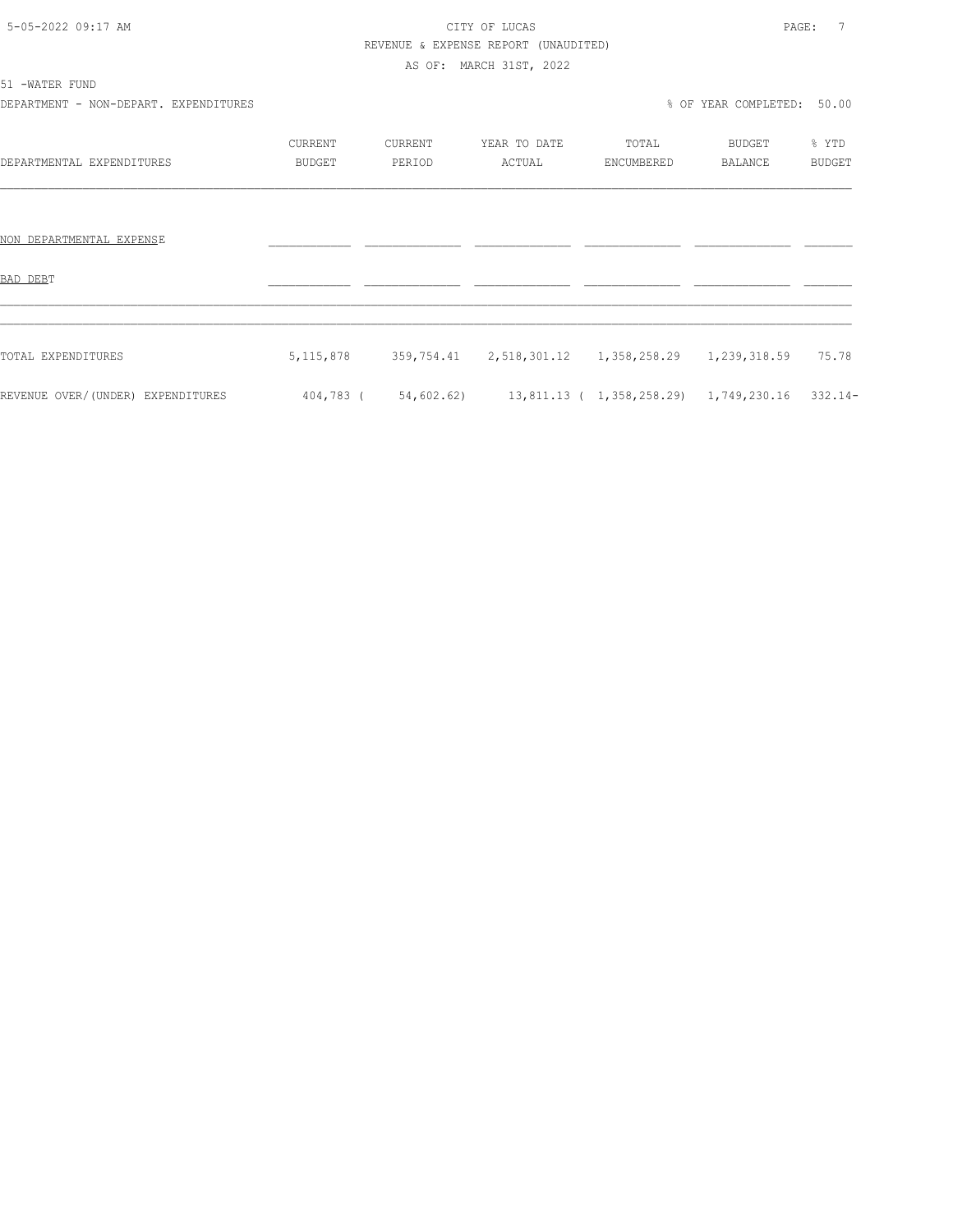CITY OF LUCAS

REVENUE & EXPENSE REPORT (UNAUDITED)

AS OF: MARCH 31ST, 2022

51 -WATER FUND

DEPARTMENT - NON-DEPART. EXPENDITURES

% OF YEAR COMPLETED: 50.00

| DEPARTMENTAL EXPENDITURES | CURRENT BUDGET | CURRENT PERIOD | YEAR TO DATE ACTUAL | TOTAL ENCUMBERED | BUDGET BALANCE | % YTD BUDGET |
|---|---|---|---|---|---|---|
| NON DEPARTMENTAL EXPENSE | | | | | | |
| BAD DEBT | | | | | | |
| TOTAL EXPENDITURES | 5,115,878 | 359,754.41 | 2,518,301.12 | 1,358,258.29 | 1,239,318.59 | 75.78 |
| REVENUE OVER/(UNDER) EXPENDITURES | 404,783 | ( 54,602.62) | 13,811.13 | ( 1,358,258.29) | 1,749,230.16 | 332.14- |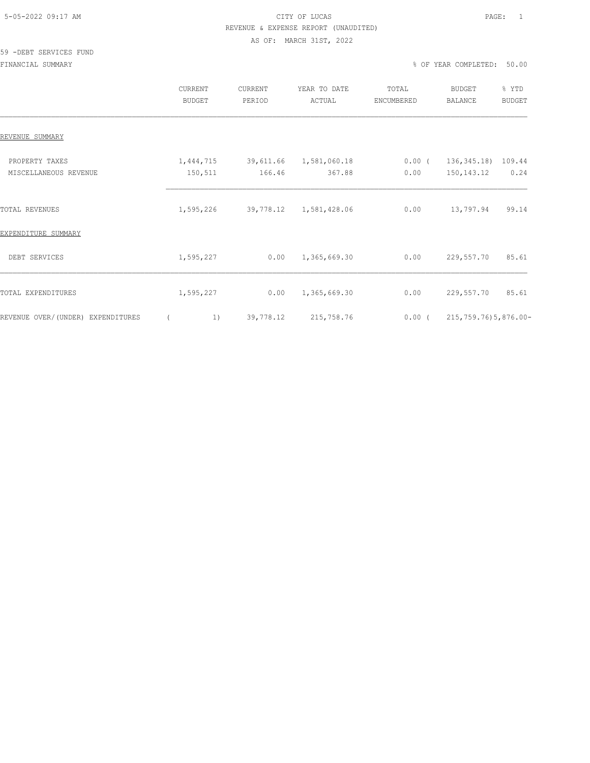5-05-2022 09:17 AM

# CITY OF LUCAS

## REVENUE & EXPENSE REPORT (UNAUDITED)

AS OF: MARCH 31ST, 2022

59 -DEBT SERVICES FUND

FINANCIAL SUMMARY

% OF YEAR COMPLETED: 50.00

| | CURRENT BUDGET | CURRENT PERIOD | YEAR TO DATE ACTUAL | TOTAL ENCUMBERED | BUDGET BALANCE | % YTD BUDGET |
|---|---|---|---|---|---|---|
| REVENUE SUMMARY | | | | | | |
| PROPERTY TAXES | 1,444,715 | 39,611.66 | 1,581,060.18 | 0.00 | ( 136,345.18) | 109.44 |
| MISCELLANEOUS REVENUE | 150,511 | 166.46 | 367.88 | 0.00 | 150,143.12 | 0.24 |
| TOTAL REVENUES | 1,595,226 | 39,778.12 | 1,581,428.06 | 0.00 | 13,797.94 | 99.14 |
| EXPENDITURE SUMMARY | | | | | | |
| DEBT SERVICES | 1,595,227 | 0.00 | 1,365,669.30 | 0.00 | 229,557.70 | 85.61 |
| TOTAL EXPENDITURES | 1,595,227 | 0.00 | 1,365,669.30 | 0.00 | 229,557.70 | 85.61 |
| REVENUE OVER/(UNDER) EXPENDITURES | ( 1) | 39,778.12 | 215,758.76 | 0.00 | ( 215,759.76) | 5,876.00- |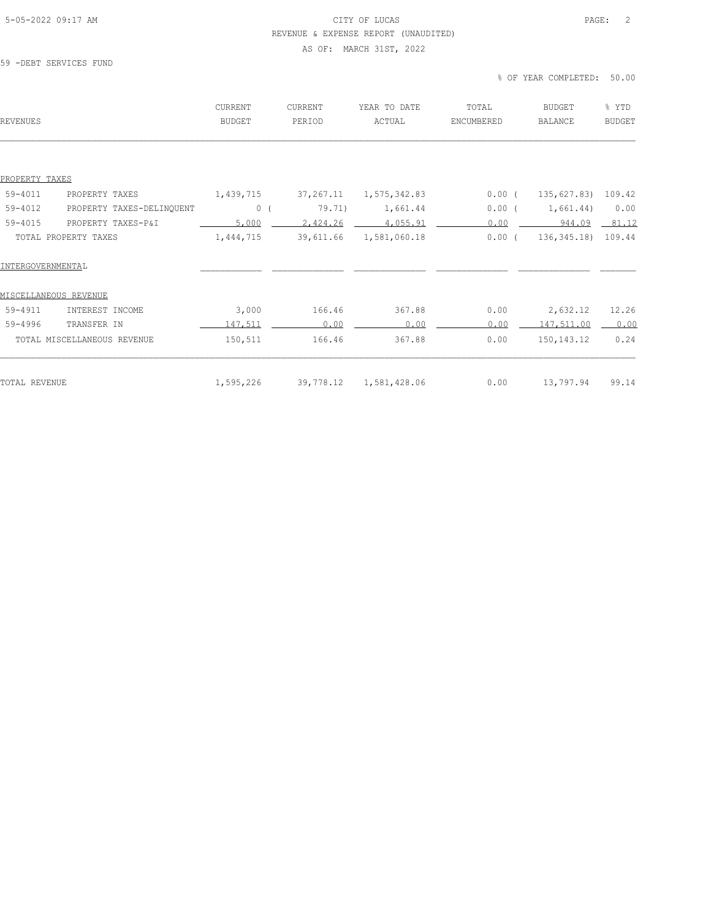CITY OF LUCAS

REVENUE & EXPENSE REPORT (UNAUDITED)

AS OF: MARCH 31ST, 2022

59 -DEBT SERVICES FUND

% OF YEAR COMPLETED: 50.00

| REVENUES | | CURRENT BUDGET | CURRENT PERIOD | YEAR TO DATE ACTUAL | TOTAL ENCUMBERED | BUDGET BALANCE | % YTD BUDGET |
|---|---|---|---|---|---|---|---|
| PROPERTY TAXES | | | | | | | |
| 59-4011 | PROPERTY TAXES | 1,439,715 | 37,267.11 | 1,575,342.83 | 0.00 | ( 135,627.83) | 109.42 |
| 59-4012 | PROPERTY TAXES-DELINQUENT | 0 | ( 79.71) | 1,661.44 | 0.00 | ( 1,661.44) | 0.00 |
| 59-4015 | PROPERTY TAXES-P&I | 5,000 | 2,424.26 | 4,055.91 | 0.00 | 944.09 | 81.12 |
| | TOTAL PROPERTY TAXES | 1,444,715 | 39,611.66 | 1,581,060.18 | 0.00 | ( 136,345.18) | 109.44 |
| INTERGOVERNMENTAL | | | | | | | |
| MISCELLANEOUS REVENUE | | | | | | | |
| 59-4911 | INTEREST INCOME | 3,000 | 166.46 | 367.88 | 0.00 | 2,632.12 | 12.26 |
| 59-4996 | TRANSFER IN | 147,511 | 0.00 | 0.00 | 0.00 | 147,511.00 | 0.00 |
| | TOTAL MISCELLANEOUS REVENUE | 150,511 | 166.46 | 367.88 | 0.00 | 150,143.12 | 0.24 |
| TOTAL REVENUE | | 1,595,226 | 39,778.12 | 1,581,428.06 | 0.00 | 13,797.94 | 99.14 |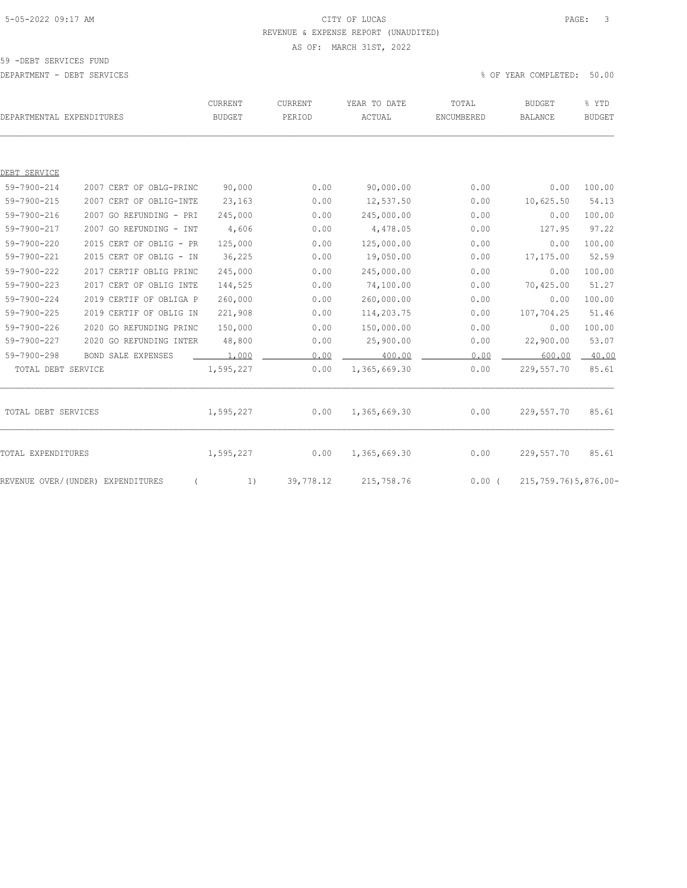CITY OF LUCAS

REVENUE & EXPENSE REPORT (UNAUDITED)

AS OF: MARCH 31ST, 2022

59 -DEBT SERVICES FUND

DEPARTMENT - DEBT SERVICES

% OF YEAR COMPLETED: 50.00

| DEPARTMENTAL EXPENDITURES | | CURRENT BUDGET | CURRENT PERIOD | YEAR TO DATE ACTUAL | TOTAL ENCUMBERED | BUDGET BALANCE | % YTD BUDGET |
|---|---|---|---|---|---|---|---|
| DEBT SERVICE | | | | | | | |
| 59-7900-214 | 2007 CERT OF OBLG-PRINC | 90,000 | 0.00 | 90,000.00 | 0.00 | 0.00 | 100.00 |
| 59-7900-215 | 2007 CERT OF OBLIG-INTE | 23,163 | 0.00 | 12,537.50 | 0.00 | 10,625.50 | 54.13 |
| 59-7900-216 | 2007 GO REFUNDING - PRI | 245,000 | 0.00 | 245,000.00 | 0.00 | 0.00 | 100.00 |
| 59-7900-217 | 2007 GO REFUNDING - INT | 4,606 | 0.00 | 4,478.05 | 0.00 | 127.95 | 97.22 |
| 59-7900-220 | 2015 CERT OF OBLIG - PR | 125,000 | 0.00 | 125,000.00 | 0.00 | 0.00 | 100.00 |
| 59-7900-221 | 2015 CERT OF OBLIG - IN | 36,225 | 0.00 | 19,050.00 | 0.00 | 17,175.00 | 52.59 |
| 59-7900-222 | 2017 CERTIF OBLIG PRINC | 245,000 | 0.00 | 245,000.00 | 0.00 | 0.00 | 100.00 |
| 59-7900-223 | 2017 CERT OF OBLIG INTE | 144,525 | 0.00 | 74,100.00 | 0.00 | 70,425.00 | 51.27 |
| 59-7900-224 | 2019 CERTIF OF OBLIGA P | 260,000 | 0.00 | 260,000.00 | 0.00 | 0.00 | 100.00 |
| 59-7900-225 | 2019 CERTIF OF OBLIG IN | 221,908 | 0.00 | 114,203.75 | 0.00 | 107,704.25 | 51.46 |
| 59-7900-226 | 2020 GO REFUNDING PRINC | 150,000 | 0.00 | 150,000.00 | 0.00 | 0.00 | 100.00 |
| 59-7900-227 | 2020 GO REFUNDING INTER | 48,800 | 0.00 | 25,900.00 | 0.00 | 22,900.00 | 53.07 |
| 59-7900-298 | BOND SALE EXPENSES | 1,000 | 0.00 | 400.00 | 0.00 | 600.00 | 40.00 |
| TOTAL DEBT SERVICE | | 1,595,227 | 0.00 | 1,365,669.30 | 0.00 | 229,557.70 | 85.61 |
| TOTAL DEBT SERVICES | | 1,595,227 | 0.00 | 1,365,669.30 | 0.00 | 229,557.70 | 85.61 |
| TOTAL EXPENDITURES | | 1,595,227 | 0.00 | 1,365,669.30 | 0.00 | 229,557.70 | 85.61 |
| REVENUE OVER/(UNDER) EXPENDITURES | | ( 1) | 39,778.12 | 215,758.76 | 0.00 | ( 215,759.76) | 5,876.00- |